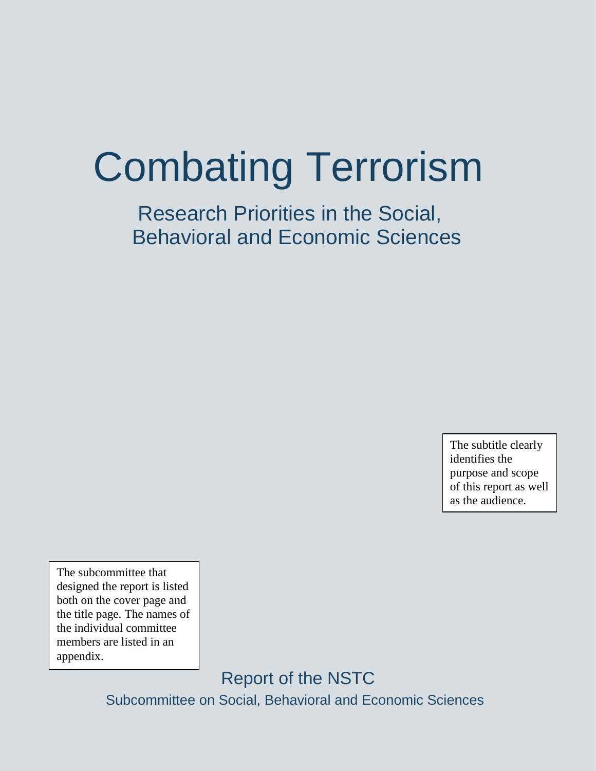# Combating Terrorism

## Research Priorities in the Social, Behavioral and Economic Sciences

The subtitle clearly identifies the purpose and scope of this report as well as the audience.

The subcommittee that designed the report is listed both on the cover page and the title page. The names of the individual committee members are listed in an appendix.

Report of the NSTC

Subcommittee on Social, Behavioral and Economic Sciences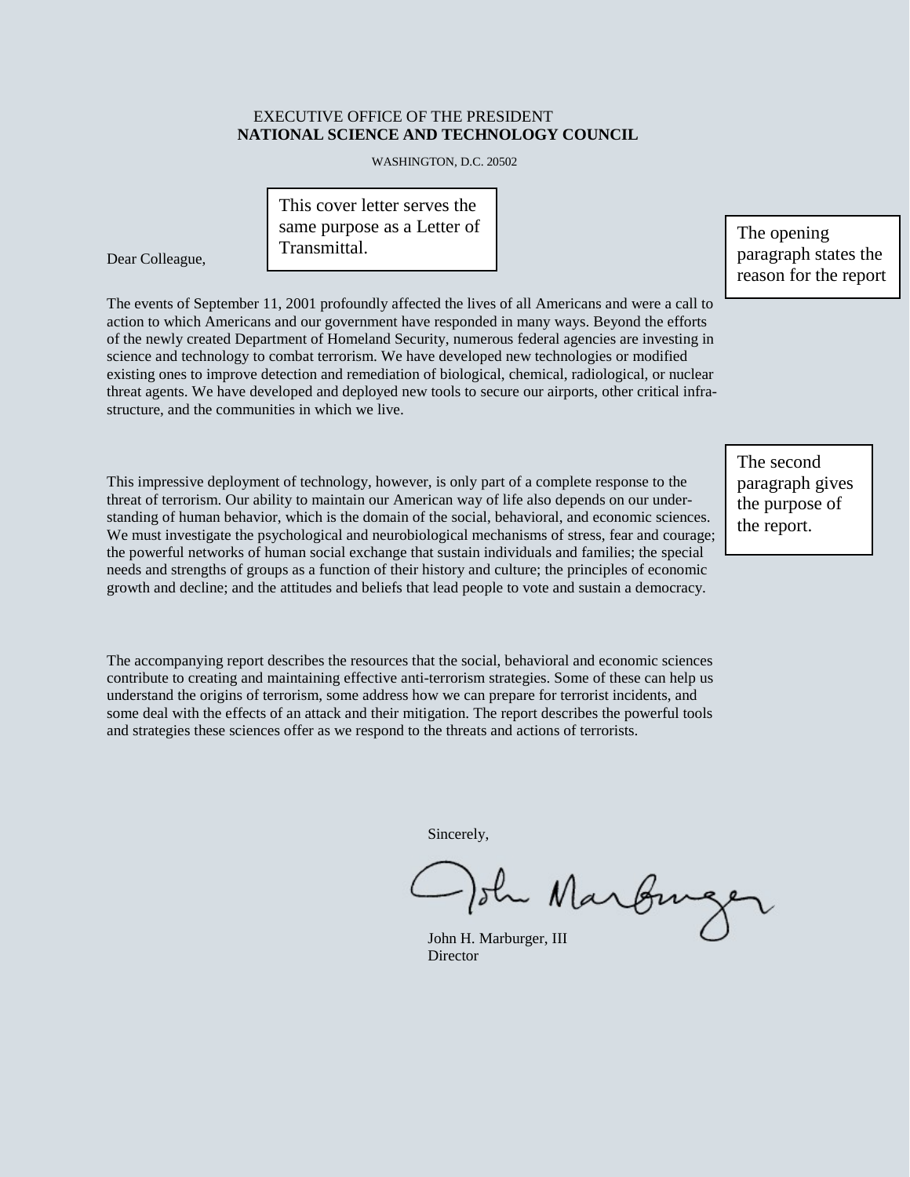EXECUTIVE OFFICE OF THE PRESIDENT

**NATIONAL SCIENCE AND TECHNOLOGY COUNCIL**

WASHINGTON, D.C. 20502

This cover letter serves the same purpose as a Letter of Transmittal.

The opening paragraph states the reason for the report

Dear Colleague,

The events of September 11, 2001 profoundly affected the lives of all Americans and were a call to action to which Americans and our government have responded in many ways. Beyond the efforts of the newly created Department of Homeland Security, numerous federal agencies are investing in science and technology to combat terrorism. We have developed new technologies or modified existing ones to improve detection and remediation of biological, chemical, radiological, or nuclear threat agents. We have developed and deployed new tools to secure our airports, other critical infrastructure, and the communities in which we live.

The second paragraph gives the purpose of the report.

This impressive deployment of technology, however, is only part of a complete response to the threat of terrorism. Our ability to maintain our American way of life also depends on our understanding of human behavior, which is the domain of the social, behavioral, and economic sciences. We must investigate the psychological and neurobiological mechanisms of stress, fear and courage; the powerful networks of human social exchange that sustain individuals and families; the special needs and strengths of groups as a function of their history and culture; the principles of economic growth and decline; and the attitudes and beliefs that lead people to vote and sustain a democracy.

The accompanying report describes the resources that the social, behavioral and economic sciences contribute to creating and maintaining effective anti-terrorism strategies. Some of these can help us understand the origins of terrorism, some address how we can prepare for terrorist incidents, and some deal with the effects of an attack and their mitigation. The report describes the powerful tools and strategies these sciences offer as we respond to the threats and actions of terrorists.

Sincerely,

John H. Marburger, III
Director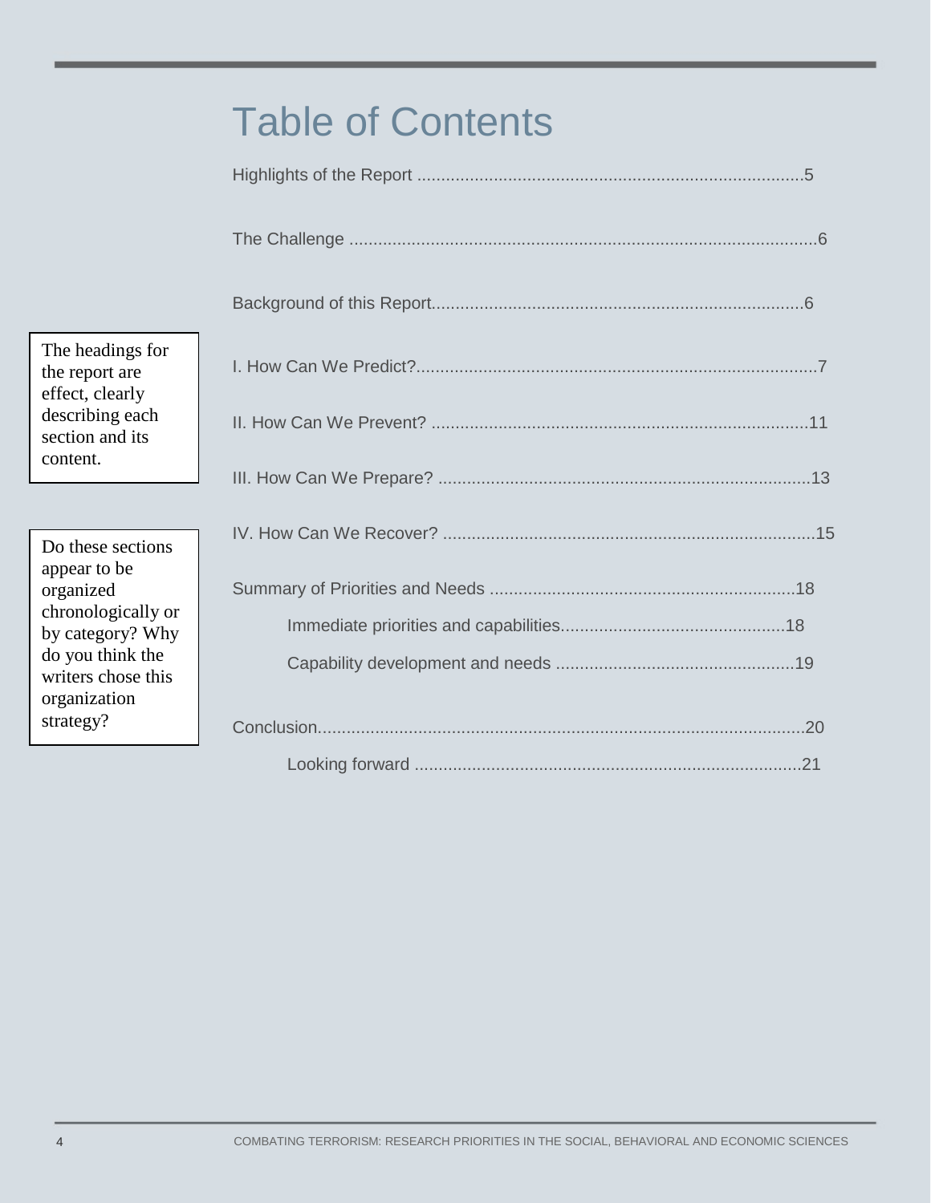# Table of Contents

Highlights of the Report ..........5

The Challenge ..........6

Background of this Report..........6

I. How Can We Predict?..........7

II. How Can We Prevent? ..........11

III. How Can We Prepare? ..........13

IV. How Can We Recover? ..........15

Summary of Priorities and Needs ..........18

- Immediate priorities and capabilities..........18
- Capability development and needs ..........19

Conclusion..........20

- Looking forward ..........21

The headings for the report are effect, clearly describing each section and its content.

Do these sections appear to be organized chronologically or by category? Why do you think the writers chose this organization strategy?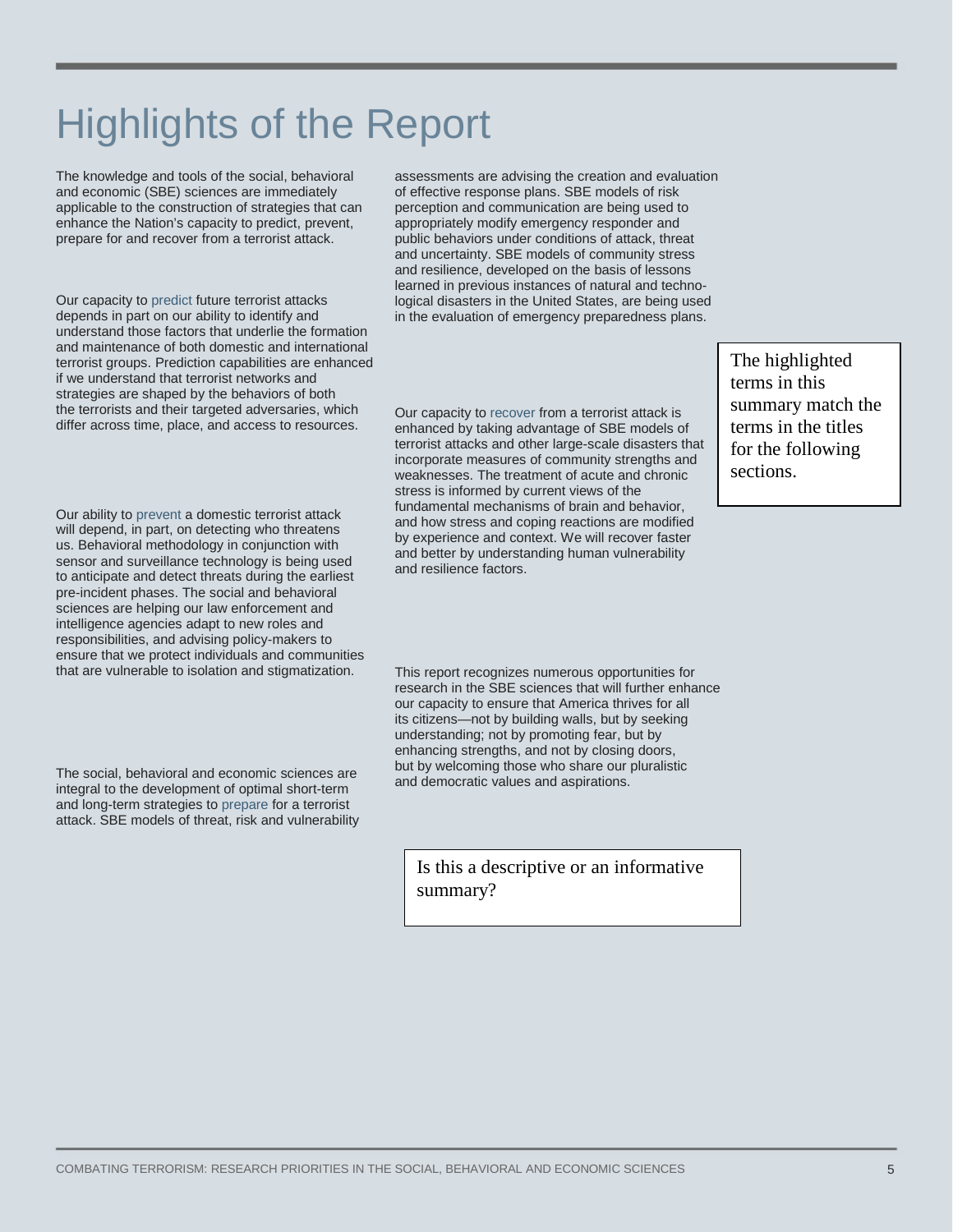# Highlights of the Report

The knowledge and tools of the social, behavioral and economic (SBE) sciences are immediately applicable to the construction of strategies that can enhance the Nation's capacity to predict, prevent, prepare for and recover from a terrorist attack.

Our capacity to predict future terrorist attacks depends in part on our ability to identify and understand those factors that underlie the formation and maintenance of both domestic and international terrorist groups. Prediction capabilities are enhanced if we understand that terrorist networks and strategies are shaped by the behaviors of both the terrorists and their targeted adversaries, which differ across time, place, and access to resources.

Our ability to prevent a domestic terrorist attack will depend, in part, on detecting who threatens us. Behavioral methodology in conjunction with sensor and surveillance technology is being used to anticipate and detect threats during the earliest pre-incident phases. The social and behavioral sciences are helping our law enforcement and intelligence agencies adapt to new roles and responsibilities, and advising policy-makers to ensure that we protect individuals and communities that are vulnerable to isolation and stigmatization.

The social, behavioral and economic sciences are integral to the development of optimal short-term and long-term strategies to prepare for a terrorist attack. SBE models of threat, risk and vulnerability assessments are advising the creation and evaluation of effective response plans. SBE models of risk perception and communication are being used to appropriately modify emergency responder and public behaviors under conditions of attack, threat and uncertainty. SBE models of community stress and resilience, developed on the basis of lessons learned in previous instances of natural and technological disasters in the United States, are being used in the evaluation of emergency preparedness plans.

Our capacity to recover from a terrorist attack is enhanced by taking advantage of SBE models of terrorist attacks and other large-scale disasters that incorporate measures of community strengths and weaknesses. The treatment of acute and chronic stress is informed by current views of the fundamental mechanisms of brain and behavior, and how stress and coping reactions are modified by experience and context. We will recover faster and better by understanding human vulnerability and resilience factors.

This report recognizes numerous opportunities for research in the SBE sciences that will further enhance our capacity to ensure that America thrives for all its citizens—not by building walls, but by seeking understanding; not by promoting fear, but by enhancing strengths, and not by closing doors, but by welcoming those who share our pluralistic and democratic values and aspirations.

The highlighted terms in this summary match the terms in the titles for the following sections.

Is this a descriptive or an informative summary?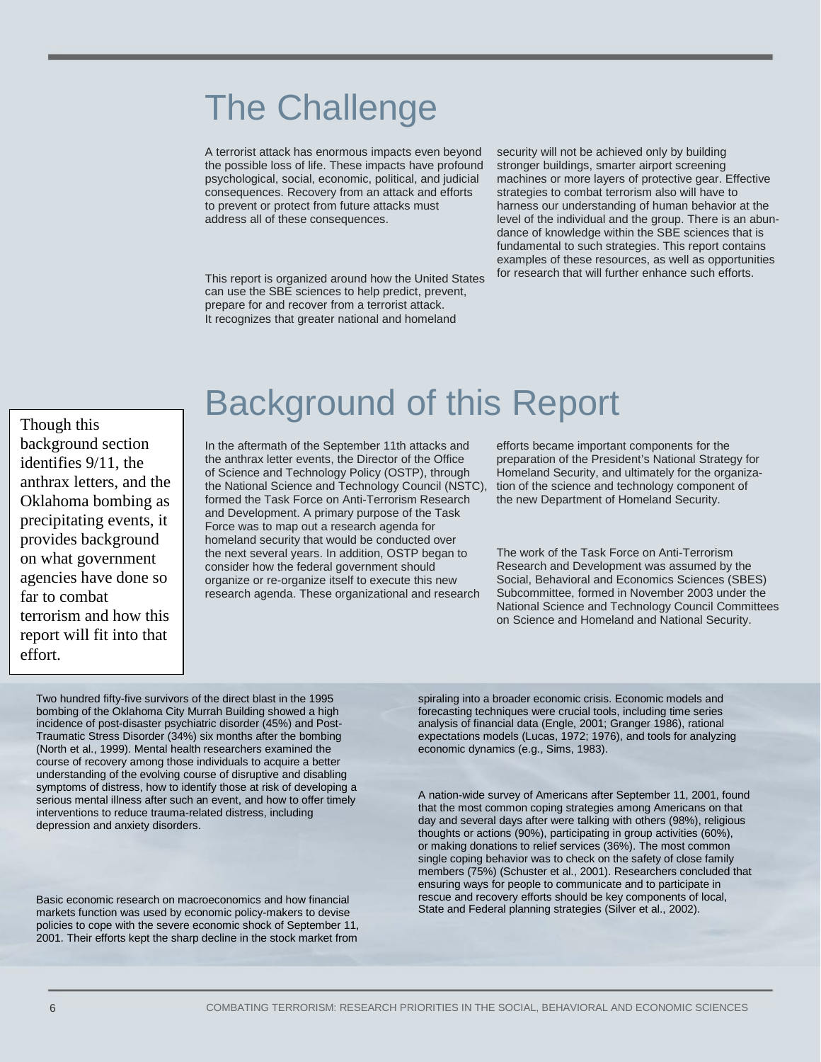# The Challenge

A terrorist attack has enormous impacts even beyond the possible loss of life. These impacts have profound psychological, social, economic, political, and judicial consequences. Recovery from an attack and efforts to prevent or protect from future attacks must address all of these consequences.

This report is organized around how the United States can use the SBE sciences to help predict, prevent, prepare for and recover from a terrorist attack. It recognizes that greater national and homeland security will not be achieved only by building stronger buildings, smarter airport screening machines or more layers of protective gear. Effective strategies to combat terrorism also will have to harness our understanding of human behavior at the level of the individual and the group. There is an abundance of knowledge within the SBE sciences that is fundamental to such strategies. This report contains examples of these resources, as well as opportunities for research that will further enhance such efforts.

# Background of this Report

Though this background section identifies 9/11, the anthrax letters, and the Oklahoma bombing as precipitating events, it provides background on what government agencies have done so far to combat terrorism and how this report will fit into that effort.

In the aftermath of the September 11th attacks and the anthrax letter events, the Director of the Office of Science and Technology Policy (OSTP), through the National Science and Technology Council (NSTC), formed the Task Force on Anti-Terrorism Research and Development. A primary purpose of the Task Force was to map out a research agenda for homeland security that would be conducted over the next several years. In addition, OSTP began to consider how the federal government should organize or re-organize itself to execute this new research agenda. These organizational and research efforts became important components for the preparation of the President's National Strategy for Homeland Security, and ultimately for the organization of the science and technology component of the new Department of Homeland Security.

The work of the Task Force on Anti-Terrorism Research and Development was assumed by the Social, Behavioral and Economics Sciences (SBES) Subcommittee, formed in November 2003 under the National Science and Technology Council Committees on Science and Homeland and National Security.

Two hundred fifty-five survivors of the direct blast in the 1995 bombing of the Oklahoma City Murrah Building showed a high incidence of post-disaster psychiatric disorder (45%) and Post-Traumatic Stress Disorder (34%) six months after the bombing (North et al., 1999). Mental health researchers examined the course of recovery among those individuals to acquire a better understanding of the evolving course of disruptive and disabling symptoms of distress, how to identify those at risk of developing a serious mental illness after such an event, and how to offer timely interventions to reduce trauma-related distress, including depression and anxiety disorders.

Basic economic research on macroeconomics and how financial markets function was used by economic policy-makers to devise policies to cope with the severe economic shock of September 11, 2001. Their efforts kept the sharp decline in the stock market from spiraling into a broader economic crisis. Economic models and forecasting techniques were crucial tools, including time series analysis of financial data (Engle, 2001; Granger 1986), rational expectations models (Lucas, 1972; 1976), and tools for analyzing economic dynamics (e.g., Sims, 1983).

A nation-wide survey of Americans after September 11, 2001, found that the most common coping strategies among Americans on that day and several days after were talking with others (98%), religious thoughts or actions (90%), participating in group activities (60%), or making donations to relief services (36%). The most common single coping behavior was to check on the safety of close family members (75%) (Schuster et al., 2001). Researchers concluded that ensuring ways for people to communicate and to participate in rescue and recovery efforts should be key components of local, State and Federal planning strategies (Silver et al., 2002).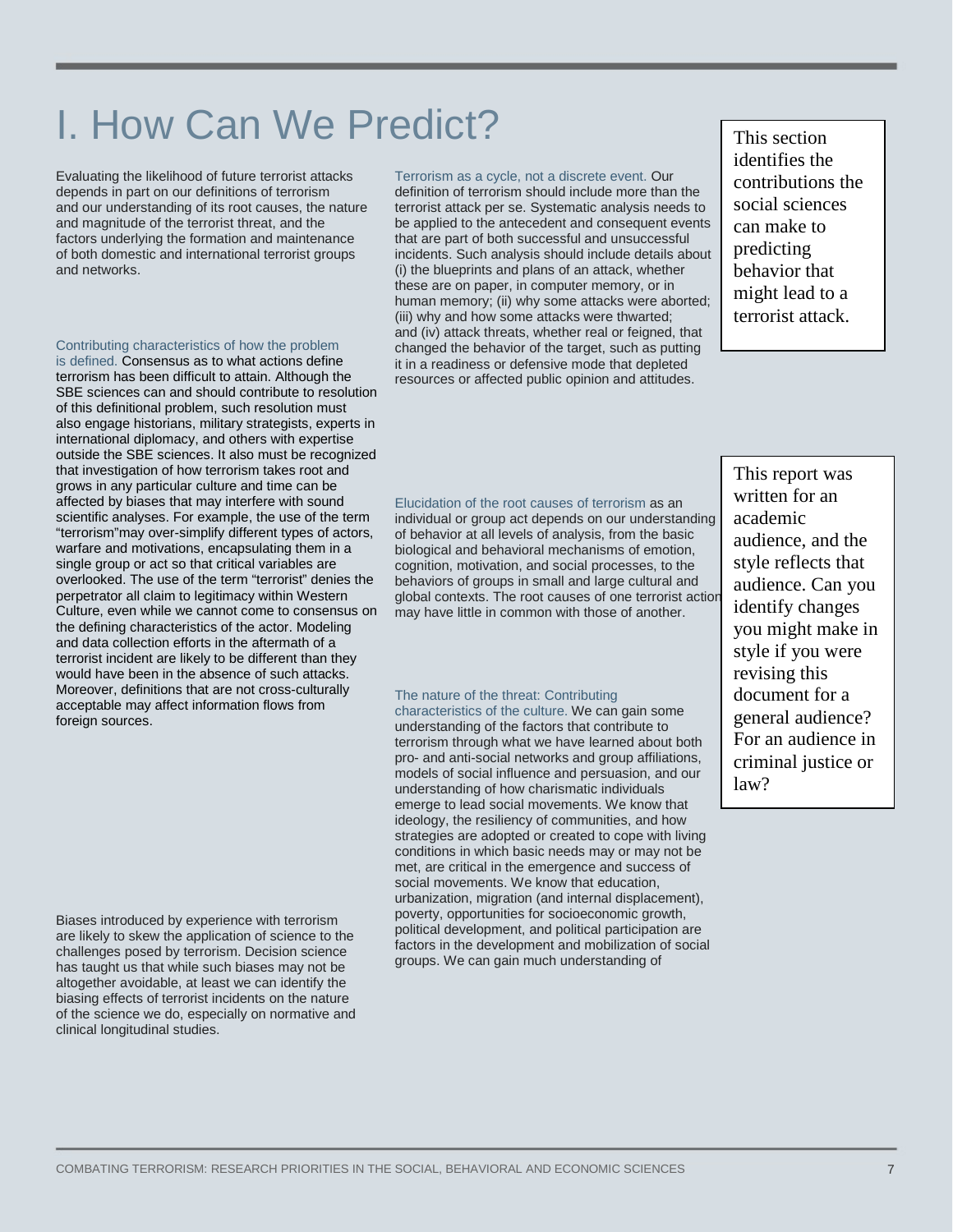# I. How Can We Predict?

Evaluating the likelihood of future terrorist attacks depends in part on our definitions of terrorism and our understanding of its root causes, the nature and magnitude of the terrorist threat, and the factors underlying the formation and maintenance of both domestic and international terrorist groups and networks.

Contributing characteristics of how the problem is defined. Consensus as to what actions define terrorism has been difficult to attain. Although the SBE sciences can and should contribute to resolution of this definitional problem, such resolution must also engage historians, military strategists, experts in international diplomacy, and others with expertise outside the SBE sciences. It also must be recognized that investigation of how terrorism takes root and grows in any particular culture and time can be affected by biases that may interfere with sound scientific analyses. For example, the use of the term "terrorism"may over-simplify different types of actors, warfare and motivations, encapsulating them in a single group or act so that critical variables are overlooked. The use of the term "terrorist" denies the perpetrator all claim to legitimacy within Western Culture, even while we cannot come to consensus on the defining characteristics of the actor. Modeling and data collection efforts in the aftermath of a terrorist incident are likely to be different than they would have been in the absence of such attacks. Moreover, definitions that are not cross-culturally acceptable may affect information flows from foreign sources.

Biases introduced by experience with terrorism are likely to skew the application of science to the challenges posed by terrorism. Decision science has taught us that while such biases may not be altogether avoidable, at least we can identify the biasing effects of terrorist incidents on the nature of the science we do, especially on normative and clinical longitudinal studies.

Terrorism as a cycle, not a discrete event. Our definition of terrorism should include more than the terrorist attack per se. Systematic analysis needs to be applied to the antecedent and consequent events that are part of both successful and unsuccessful incidents. Such analysis should include details about (i) the blueprints and plans of an attack, whether these are on paper, in computer memory, or in human memory; (ii) why some attacks were aborted; (iii) why and how some attacks were thwarted; and (iv) attack threats, whether real or feigned, that changed the behavior of the target, such as putting it in a readiness or defensive mode that depleted resources or affected public opinion and attitudes.

Elucidation of the root causes of terrorism as an individual or group act depends on our understanding of behavior at all levels of analysis, from the basic biological and behavioral mechanisms of emotion, cognition, motivation, and social processes, to the behaviors of groups in small and large cultural and global contexts. The root causes of one terrorist action may have little in common with those of another.

The nature of the threat: Contributing characteristics of the culture. We can gain some understanding of the factors that contribute to terrorism through what we have learned about both pro- and anti-social networks and group affiliations, models of social influence and persuasion, and our understanding of how charismatic individuals emerge to lead social movements. We know that ideology, the resiliency of communities, and how strategies are adopted or created to cope with living conditions in which basic needs may or may not be met, are critical in the emergence and success of social movements. We know that education, urbanization, migration (and internal displacement), poverty, opportunities for socioeconomic growth, political development, and political participation are factors in the development and mobilization of social groups. We can gain much understanding of

> This section identifies the contributions the social sciences can make to predicting behavior that might lead to a terrorist attack.

> This report was written for an academic audience, and the style reflects that audience. Can you identify changes you might make in style if you were revising this document for a general audience? For an audience in criminal justice or law?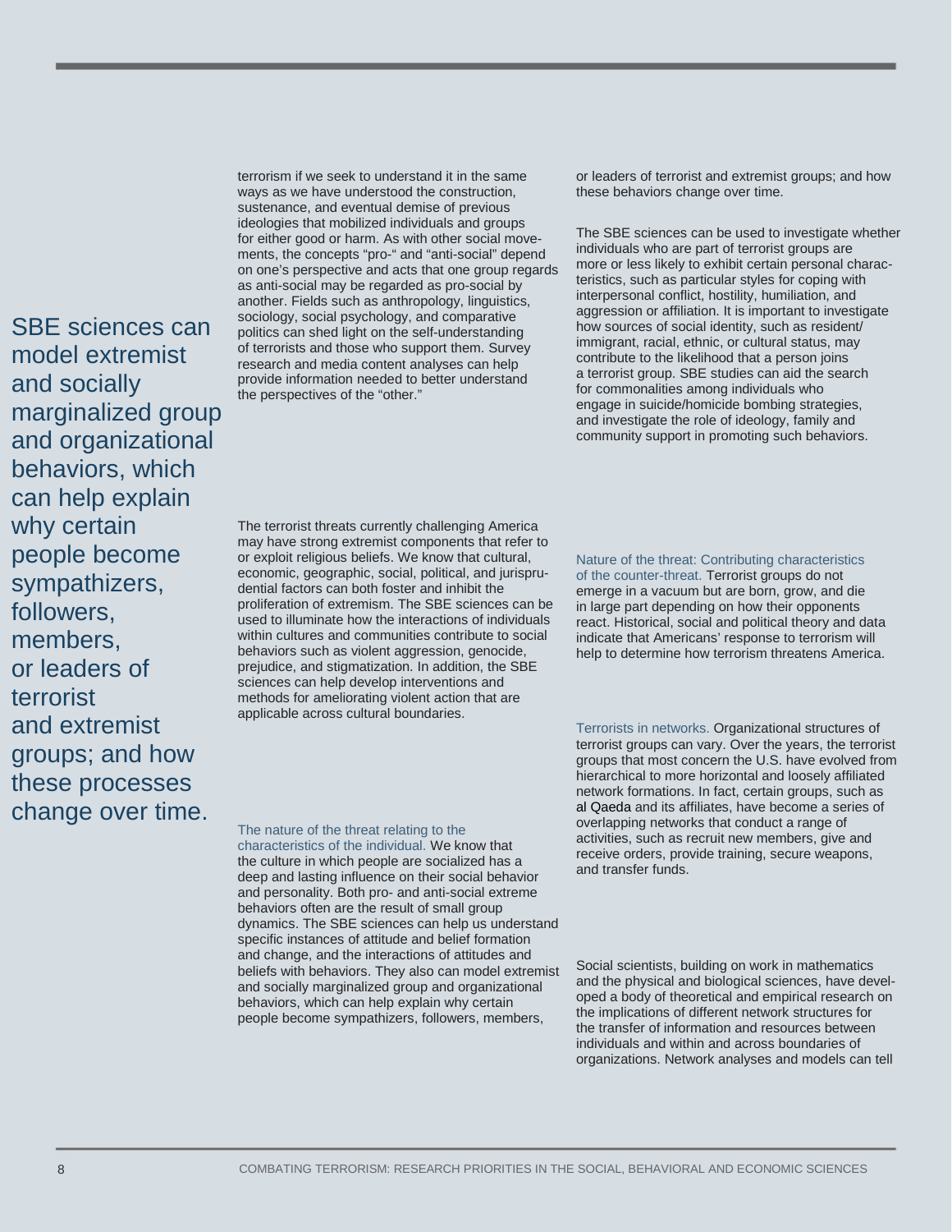> SBE sciences can model extremist and socially marginalized group and organizational behaviors, which can help explain why certain people become sympathizers, followers, members, or leaders of terrorist and extremist groups; and how these processes change over time.

terrorism if we seek to understand it in the same ways as we have understood the construction, sustenance, and eventual demise of previous ideologies that mobilized individuals and groups for either good or harm. As with other social movements, the concepts "pro-" and "anti-social" depend on one's perspective and acts that one group regards as anti-social may be regarded as pro-social by another. Fields such as anthropology, linguistics, sociology, social psychology, and comparative politics can shed light on the self-understanding of terrorists and those who support them. Survey research and media content analyses can help provide information needed to better understand the perspectives of the "other."

The terrorist threats currently challenging America may have strong extremist components that refer to or exploit religious beliefs. We know that cultural, economic, geographic, social, political, and jurisprudential factors can both foster and inhibit the proliferation of extremism. The SBE sciences can be used to illuminate how the interactions of individuals within cultures and communities contribute to social behaviors such as violent aggression, genocide, prejudice, and stigmatization. In addition, the SBE sciences can help develop interventions and methods for ameliorating violent action that are applicable across cultural boundaries.

**The nature of the threat relating to the characteristics of the individual.** We know that the culture in which people are socialized has a deep and lasting influence on their social behavior and personality. Both pro- and anti-social extreme behaviors often are the result of small group dynamics. The SBE sciences can help us understand specific instances of attitude and belief formation and change, and the interactions of attitudes and beliefs with behaviors. They also can model extremist and socially marginalized group and organizational behaviors, which can help explain why certain people become sympathizers, followers, members, or leaders of terrorist and extremist groups; and how these behaviors change over time.

The SBE sciences can be used to investigate whether individuals who are part of terrorist groups are more or less likely to exhibit certain personal characteristics, such as particular styles for coping with interpersonal conflict, hostility, humiliation, and aggression or affiliation. It is important to investigate how sources of social identity, such as resident/immigrant, racial, ethnic, or cultural status, may contribute to the likelihood that a person joins a terrorist group. SBE studies can aid the search for commonalities among individuals who engage in suicide/homicide bombing strategies, and investigate the role of ideology, family and community support in promoting such behaviors.

**Nature of the threat: Contributing characteristics of the counter-threat.** Terrorist groups do not emerge in a vacuum but are born, grow, and die in large part depending on how their opponents react. Historical, social and political theory and data indicate that Americans' response to terrorism will help to determine how terrorism threatens America.

**Terrorists in networks.** Organizational structures of terrorist groups can vary. Over the years, the terrorist groups that most concern the U.S. have evolved from hierarchical to more horizontal and loosely affiliated network formations. In fact, certain groups, such as al Qaeda and its affiliates, have become a series of overlapping networks that conduct a range of activities, such as recruit new members, give and receive orders, provide training, secure weapons, and transfer funds.

Social scientists, building on work in mathematics and the physical and biological sciences, have developed a body of theoretical and empirical research on the implications of different network structures for the transfer of information and resources between individuals and within and across boundaries of organizations. Network analyses and models can tell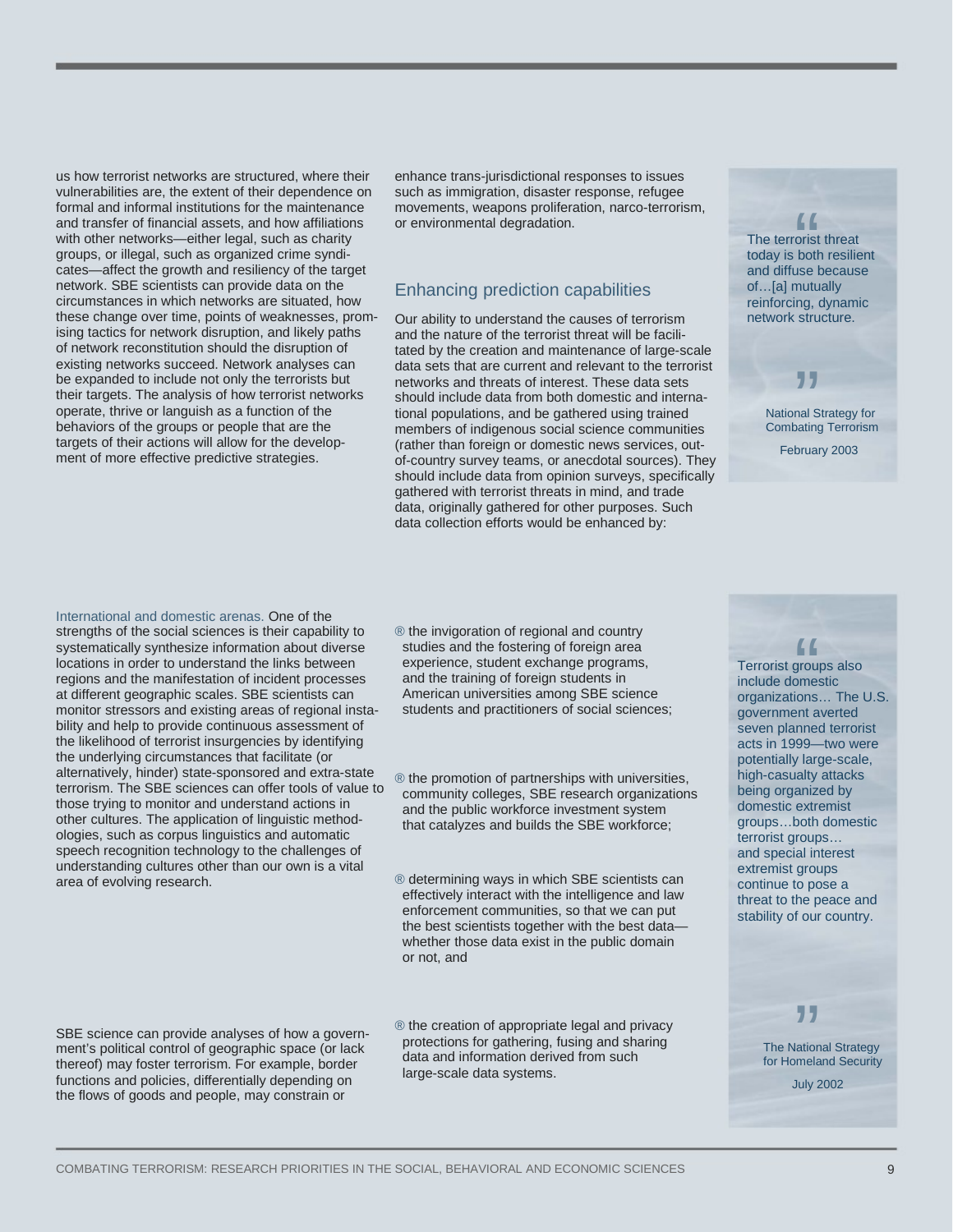us how terrorist networks are structured, where their vulnerabilities are, the extent of their dependence on formal and informal institutions for the maintenance and transfer of financial assets, and how affiliations with other networks—either legal, such as charity groups, or illegal, such as organized crime syndicates—affect the growth and resiliency of the target network. SBE scientists can provide data on the circumstances in which networks are situated, how these change over time, points of weaknesses, promising tactics for network disruption, and likely paths of network reconstitution should the disruption of existing networks succeed. Network analyses can be expanded to include not only the terrorists but their targets. The analysis of how terrorist networks operate, thrive or languish as a function of the behaviors of the groups or people that are the targets of their actions will allow for the development of more effective predictive strategies.

International and domestic arenas. One of the strengths of the social sciences is their capability to systematically synthesize information about diverse locations in order to understand the links between regions and the manifestation of incident processes at different geographic scales. SBE scientists can monitor stressors and existing areas of regional instability and help to provide continuous assessment of the likelihood of terrorist insurgencies by identifying the underlying circumstances that facilitate (or alternatively, hinder) state-sponsored and extra-state terrorism. The SBE sciences can offer tools of value to those trying to monitor and understand actions in other cultures. The application of linguistic methodologies, such as corpus linguistics and automatic speech recognition technology to the challenges of understanding cultures other than our own is a vital area of evolving research.

SBE science can provide analyses of how a government's political control of geographic space (or lack thereof) may foster terrorism. For example, border functions and policies, differentially depending on the flows of goods and people, may constrain or enhance trans-jurisdictional responses to issues such as immigration, disaster response, refugee movements, weapons proliferation, narco-terrorism, or environmental degradation.

## Enhancing prediction capabilities

Our ability to understand the causes of terrorism and the nature of the terrorist threat will be facilitated by the creation and maintenance of large-scale data sets that are current and relevant to the terrorist networks and threats of interest. These data sets should include data from both domestic and international populations, and be gathered using trained members of indigenous social science communities (rather than foreign or domestic news services, out-of-country survey teams, or anecdotal sources). They should include data from opinion surveys, specifically gathered with terrorist threats in mind, and trade data, originally gathered for other purposes. Such data collection efforts would be enhanced by:

- the invigoration of regional and country studies and the fostering of foreign area experience, student exchange programs, and the training of foreign students in American universities among SBE science students and practitioners of social sciences;
- the promotion of partnerships with universities, community colleges, SBE research organizations and the public workforce investment system that catalyzes and builds the SBE workforce;
- determining ways in which SBE scientists can effectively interact with the intelligence and law enforcement communities, so that we can put the best scientists together with the best data—whether those data exist in the public domain or not, and
- the creation of appropriate legal and privacy protections for gathering, fusing and sharing data and information derived from such large-scale data systems.

> "The terrorist threat today is both resilient and diffuse because of…[a] mutually reinforcing, dynamic network structure."
>
> National Strategy for Combating Terrorism
> February 2003

> "Terrorist groups also include domestic organizations… The U.S. government averted seven planned terrorist acts in 1999—two were potentially large-scale, high-casualty attacks being organized by domestic extremist groups…both domestic terrorist groups… and special interest extremist groups continue to pose a threat to the peace and stability of our country."
>
> The National Strategy for Homeland Security
> July 2002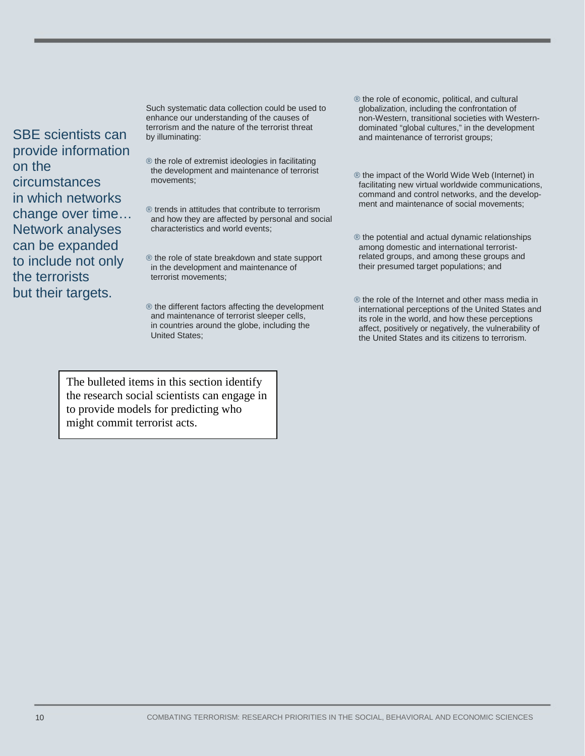SBE scientists can provide information on the circumstances in which networks change over time… Network analyses can be expanded to include not only the terrorists but their targets.

Such systematic data collection could be used to enhance our understanding of the causes of terrorism and the nature of the terrorist threat by illuminating:

- the role of extremist ideologies in facilitating the development and maintenance of terrorist movements;
- trends in attitudes that contribute to terrorism and how they are affected by personal and social characteristics and world events;
- the role of state breakdown and state support in the development and maintenance of terrorist movements;
- the different factors affecting the development and maintenance of terrorist sleeper cells, in countries around the globe, including the United States;
- the role of economic, political, and cultural globalization, including the confrontation of non-Western, transitional societies with Western-dominated "global cultures," in the development and maintenance of terrorist groups;
- the impact of the World Wide Web (Internet) in facilitating new virtual worldwide communications, command and control networks, and the development and maintenance of social movements;
- the potential and actual dynamic relationships among domestic and international terrorist-related groups, and among these groups and their presumed target populations; and
- the role of the Internet and other mass media in international perceptions of the United States and its role in the world, and how these perceptions affect, positively or negatively, the vulnerability of the United States and its citizens to terrorism.

The bulleted items in this section identify the research social scientists can engage in to provide models for predicting who might commit terrorist acts.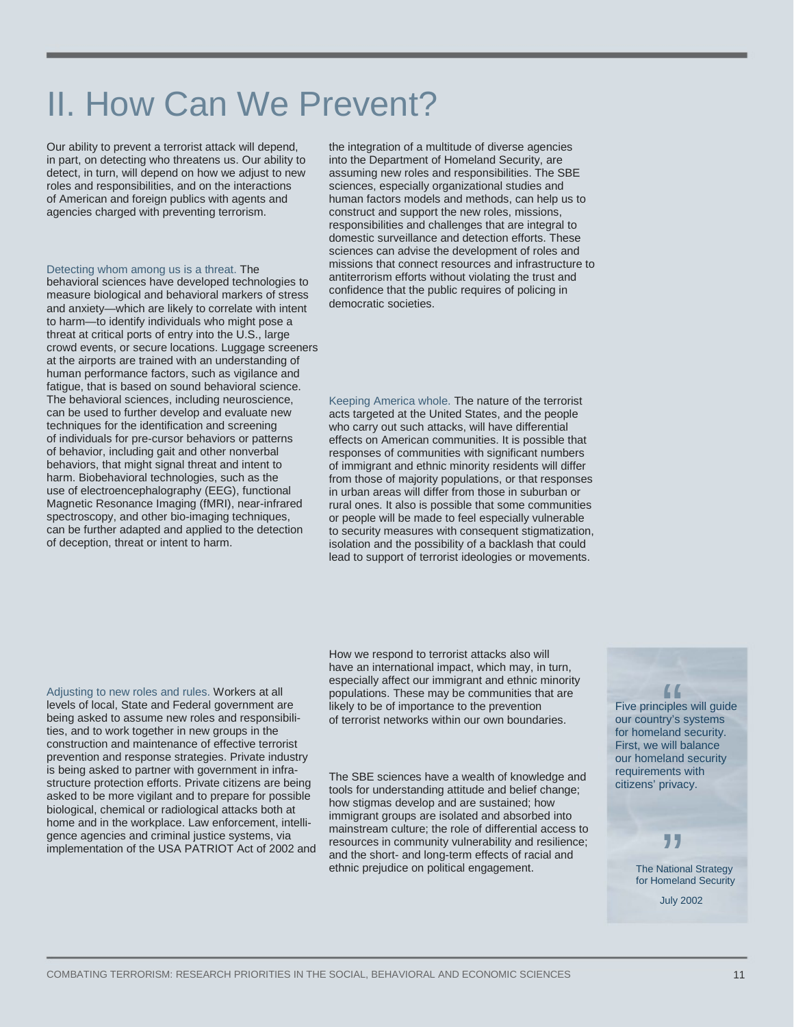# II. How Can We Prevent?

Our ability to prevent a terrorist attack will depend, in part, on detecting who threatens us. Our ability to detect, in turn, will depend on how we adjust to new roles and responsibilities, and on the interactions of American and foreign publics with agents and agencies charged with preventing terrorism.

Detecting whom among us is a threat. The behavioral sciences have developed technologies to measure biological and behavioral markers of stress and anxiety—which are likely to correlate with intent to harm—to identify individuals who might pose a threat at critical ports of entry into the U.S., large crowd events, or secure locations. Luggage screeners at the airports are trained with an understanding of human performance factors, such as vigilance and fatigue, that is based on sound behavioral science. The behavioral sciences, including neuroscience, can be used to further develop and evaluate new techniques for the identification and screening of individuals for pre-cursor behaviors or patterns of behavior, including gait and other nonverbal behaviors, that might signal threat and intent to harm. Biobehavioral technologies, such as the use of electroencephalography (EEG), functional Magnetic Resonance Imaging (fMRI), near-infrared spectroscopy, and other bio-imaging techniques, can be further adapted and applied to the detection of deception, threat or intent to harm.

Adjusting to new roles and rules. Workers at all levels of local, State and Federal government are being asked to assume new roles and responsibilities, and to work together in new groups in the construction and maintenance of effective terrorist prevention and response strategies. Private industry is being asked to partner with government in infrastructure protection efforts. Private citizens are being asked to be more vigilant and to prepare for possible biological, chemical or radiological attacks both at home and in the workplace. Law enforcement, intelligence agencies and criminal justice systems, via implementation of the USA PATRIOT Act of 2002 and the integration of a multitude of diverse agencies into the Department of Homeland Security, are assuming new roles and responsibilities. The SBE sciences, especially organizational studies and human factors models and methods, can help us to construct and support the new roles, missions, responsibilities and challenges that are integral to domestic surveillance and detection efforts. These sciences can advise the development of roles and missions that connect resources and infrastructure to antiterrorism efforts without violating the trust and confidence that the public requires of policing in democratic societies.

Keeping America whole. The nature of the terrorist acts targeted at the United States, and the people who carry out such attacks, will have differential effects on American communities. It is possible that responses of communities with significant numbers of immigrant and ethnic minority residents will differ from those of majority populations, or that responses in urban areas will differ from those in suburban or rural ones. It also is possible that some communities or people will be made to feel especially vulnerable to security measures with consequent stigmatization, isolation and the possibility of a backlash that could lead to support of terrorist ideologies or movements.

How we respond to terrorist attacks also will have an international impact, which may, in turn, especially affect our immigrant and ethnic minority populations. These may be communities that are likely to be of importance to the prevention of terrorist networks within our own boundaries.

The SBE sciences have a wealth of knowledge and tools for understanding attitude and belief change; how stigmas develop and are sustained; how immigrant groups are isolated and absorbed into mainstream culture; the role of differential access to resources in community vulnerability and resilience; and the short- and long-term effects of racial and ethnic prejudice on political engagement.

> "Five principles will guide our country's systems for homeland security. First, we will balance our homeland security requirements with citizens' privacy."
>
> The National Strategy for Homeland Security
>
> July 2002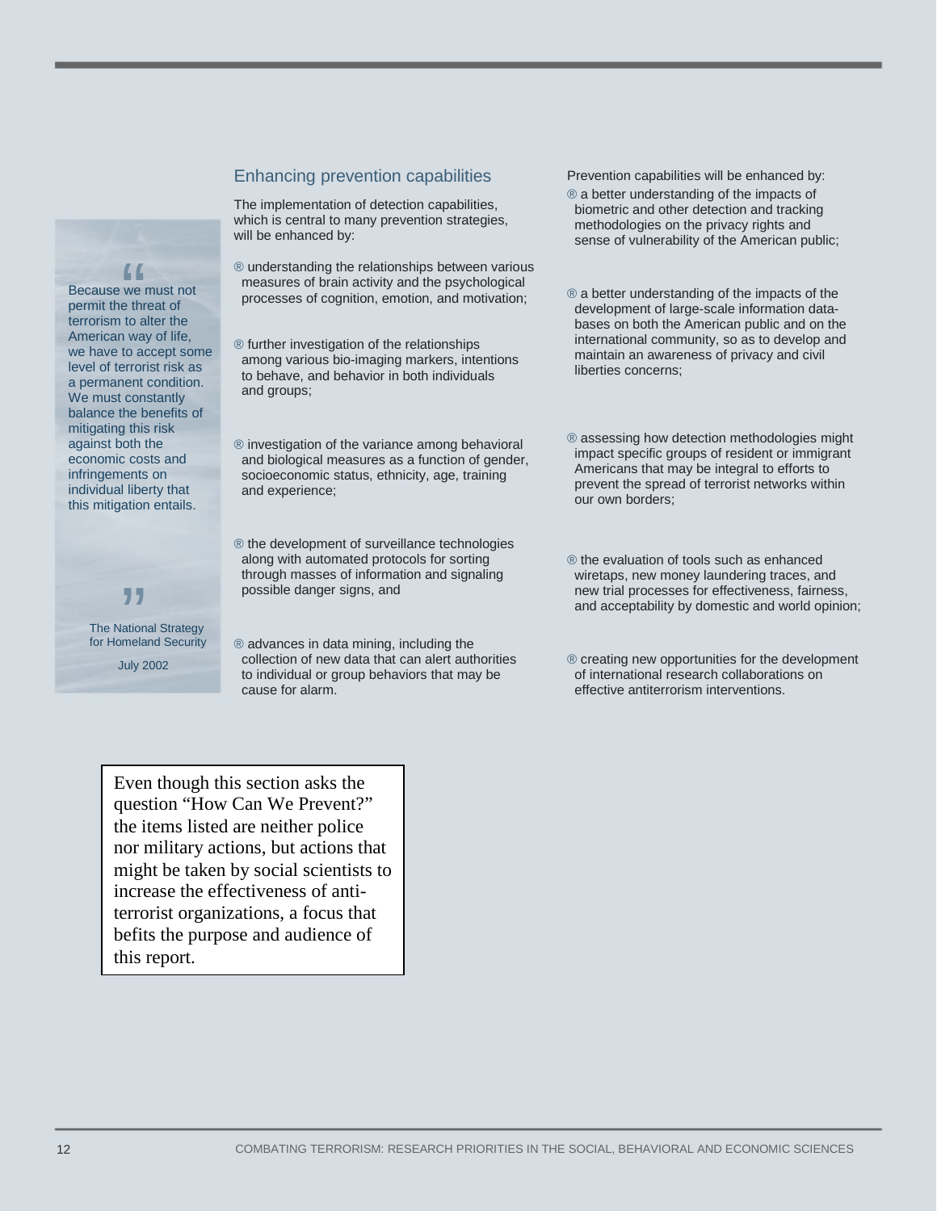> Because we must not permit the threat of terrorism to alter the American way of life, we have to accept some level of terrorist risk as a permanent condition. We must constantly balance the benefits of mitigating this risk against both the economic costs and infringements on individual liberty that this mitigation entails.
>
> The National Strategy for Homeland Security
>
> July 2002

## Enhancing prevention capabilities

The implementation of detection capabilities, which is central to many prevention strategies, will be enhanced by:

- understanding the relationships between various measures of brain activity and the psychological processes of cognition, emotion, and motivation;
- further investigation of the relationships among various bio-imaging markers, intentions to behave, and behavior in both individuals and groups;
- investigation of the variance among behavioral and biological measures as a function of gender, socioeconomic status, ethnicity, age, training and experience;
- the development of surveillance technologies along with automated protocols for sorting through masses of information and signaling possible danger signs, and
- advances in data mining, including the collection of new data that can alert authorities to individual or group behaviors that may be cause for alarm.

Prevention capabilities will be enhanced by:

- a better understanding of the impacts of biometric and other detection and tracking methodologies on the privacy rights and sense of vulnerability of the American public;
- a better understanding of the impacts of the development of large-scale information data-bases on both the American public and on the international community, so as to develop and maintain an awareness of privacy and civil liberties concerns;
- assessing how detection methodologies might impact specific groups of resident or immigrant Americans that may be integral to efforts to prevent the spread of terrorist networks within our own borders;
- the evaluation of tools such as enhanced wiretaps, new money laundering traces, and new trial processes for effectiveness, fairness, and acceptability by domestic and world opinion;
- creating new opportunities for the development of international research collaborations on effective antiterrorism interventions.

Even though this section asks the question "How Can We Prevent?" the items listed are neither police nor military actions, but actions that might be taken by social scientists to increase the effectiveness of anti-terrorist organizations, a focus that befits the purpose and audience of this report.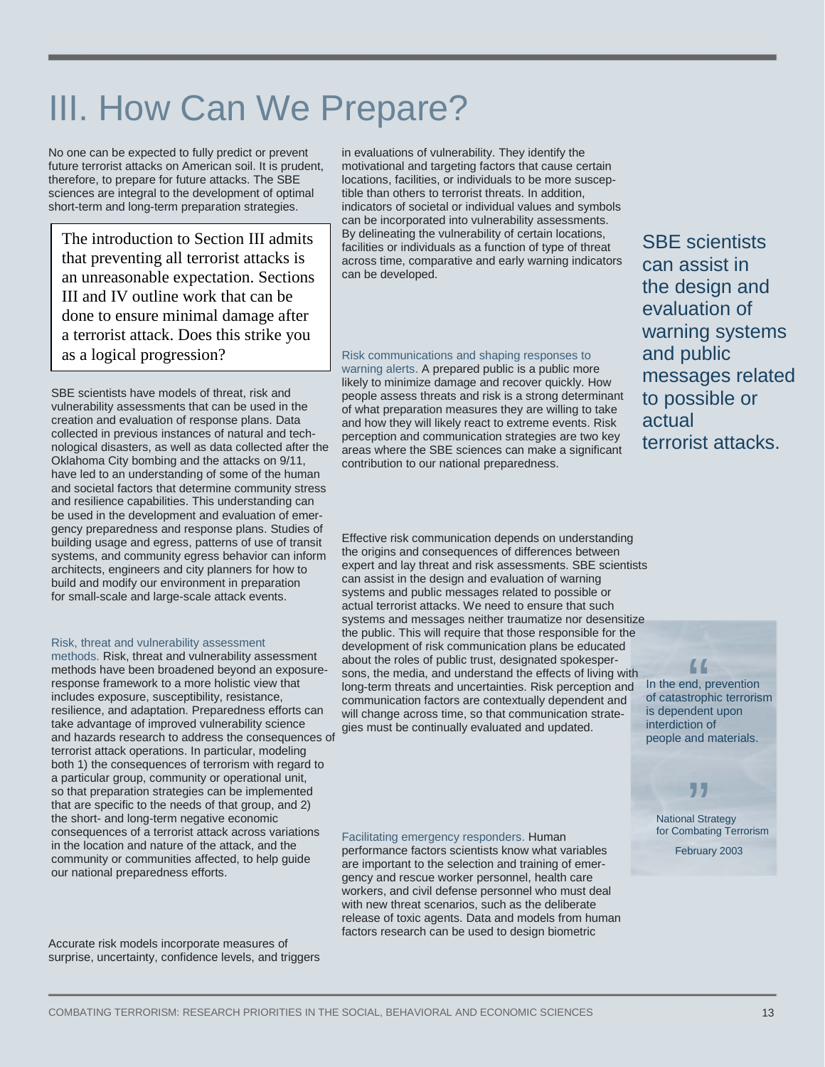# III. How Can We Prepare?

No one can be expected to fully predict or prevent future terrorist attacks on American soil. It is prudent, therefore, to prepare for future attacks. The SBE sciences are integral to the development of optimal short-term and long-term preparation strategies.

> The introduction to Section III admits that preventing all terrorist attacks is an unreasonable expectation. Sections III and IV outline work that can be done to ensure minimal damage after a terrorist attack. Does this strike you as a logical progression?

SBE scientists have models of threat, risk and vulnerability assessments that can be used in the creation and evaluation of response plans. Data collected in previous instances of natural and technological disasters, as well as data collected after the Oklahoma City bombing and the attacks on 9/11, have led to an understanding of some of the human and societal factors that determine community stress and resilience capabilities. This understanding can be used in the development and evaluation of emergency preparedness and response plans. Studies of building usage and egress, patterns of use of transit systems, and community egress behavior can inform architects, engineers and city planners for how to build and modify our environment in preparation for small-scale and large-scale attack events.

**Risk, threat and vulnerability assessment methods.** Risk, threat and vulnerability assessment methods have been broadened beyond an exposure-response framework to a more holistic view that includes exposure, susceptibility, resistance, resilience, and adaptation. Preparedness efforts can take advantage of improved vulnerability science and hazards research to address the consequences of terrorist attack operations. In particular, modeling both 1) the consequences of terrorism with regard to a particular group, community or operational unit, so that preparation strategies can be implemented that are specific to the needs of that group, and 2) the short- and long-term negative economic consequences of a terrorist attack across variations in the location and nature of the attack, and the community or communities affected, to help guide our national preparedness efforts.

Accurate risk models incorporate measures of surprise, uncertainty, confidence levels, and triggers in evaluations of vulnerability. They identify the motivational and targeting factors that cause certain locations, facilities, or individuals to be more susceptible than others to terrorist threats. In addition, indicators of societal or individual values and symbols can be incorporated into vulnerability assessments. By delineating the vulnerability of certain locations, facilities or individuals as a function of type of threat across time, comparative and early warning indicators can be developed.

**Risk communications and shaping responses to warning alerts.** A prepared public is a public more likely to minimize damage and recover quickly. How people assess threats and risk is a strong determinant of what preparation measures they are willing to take and how they will likely react to extreme events. Risk perception and communication strategies are two key areas where the SBE sciences can make a significant contribution to our national preparedness.

Effective risk communication depends on understanding the origins and consequences of differences between expert and lay threat and risk assessments. SBE scientists can assist in the design and evaluation of warning systems and public messages related to possible or actual terrorist attacks. We need to ensure that such systems and messages neither traumatize nor desensitize the public. This will require that those responsible for the development of risk communication plans be educated about the roles of public trust, designated spokespersons, the media, and understand the effects of living with long-term threats and uncertainties. Risk perception and communication factors are contextually dependent and will change across time, so that communication strategies must be continually evaluated and updated.

**Facilitating emergency responders.** Human performance factors scientists know what variables are important to the selection and training of emergency and rescue worker personnel, health care workers, and civil defense personnel who must deal with new threat scenarios, such as the deliberate release of toxic agents. Data and models from human factors research can be used to design biometric

> SBE scientists can assist in the design and evaluation of warning systems and public messages related to possible or actual terrorist attacks.

> "In the end, prevention of catastrophic terrorism is dependent upon interdiction of people and materials."
>
> National Strategy for Combating Terrorism
>
> February 2003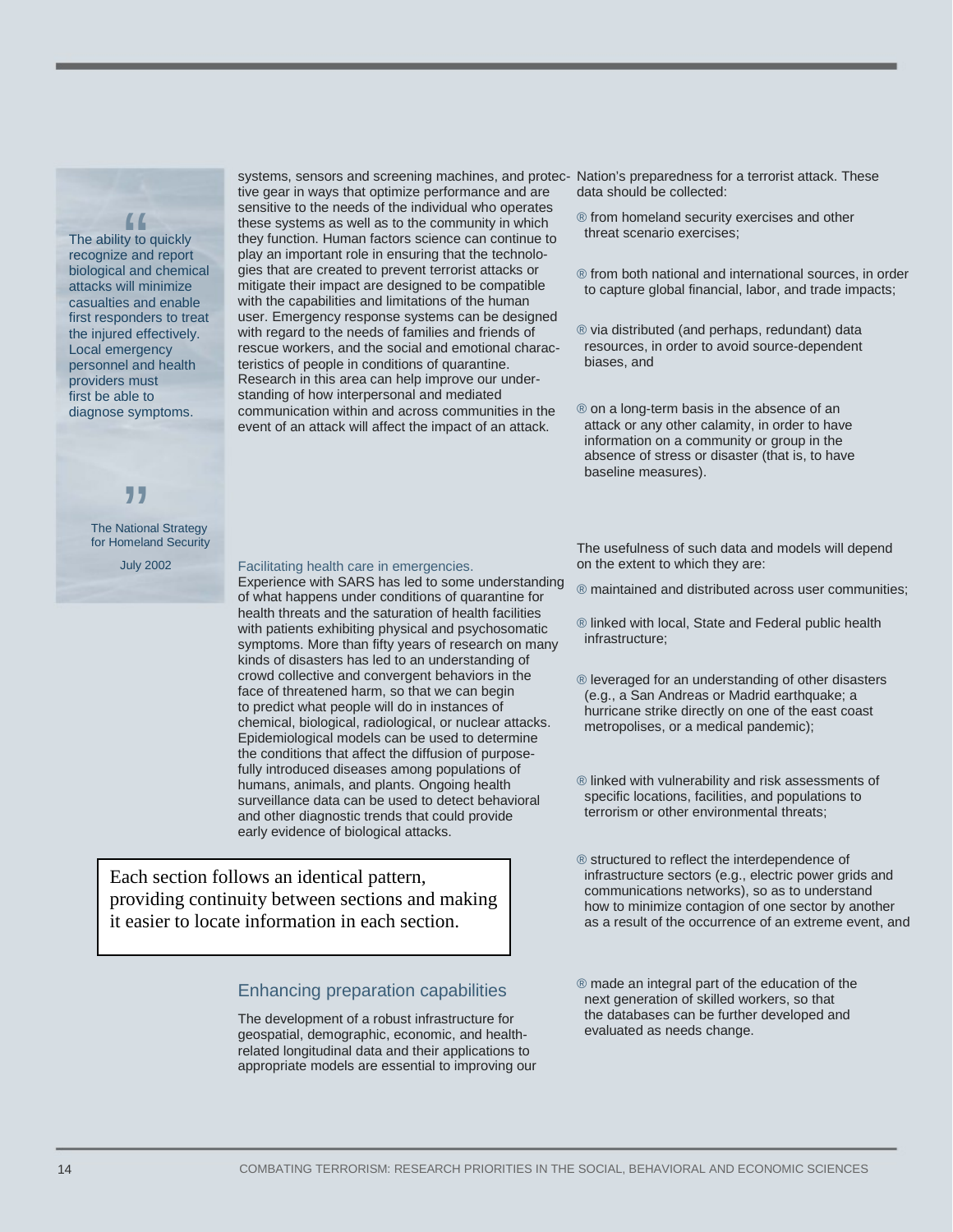> The ability to quickly recognize and report biological and chemical attacks will minimize casualties and enable first responders to treat the injured effectively. Local emergency personnel and health providers must first be able to diagnose symptoms.
>
> The National Strategy for Homeland Security
>
> July 2002

systems, sensors and screening machines, and protective gear in ways that optimize performance and are sensitive to the needs of the individual who operates these systems as well as to the community in which they function. Human factors science can continue to play an important role in ensuring that the technologies that are created to prevent terrorist attacks or mitigate their impact are designed to be compatible with the capabilities and limitations of the human user. Emergency response systems can be designed with regard to the needs of families and friends of rescue workers, and the social and emotional characteristics of people in conditions of quarantine. Research in this area can help improve our understanding of how interpersonal and mediated communication within and across communities in the event of an attack will affect the impact of an attack.

### Facilitating health care in emergencies.

Experience with SARS has led to some understanding of what happens under conditions of quarantine for health threats and the saturation of health facilities with patients exhibiting physical and psychosomatic symptoms. More than fifty years of research on many kinds of disasters has led to an understanding of crowd collective and convergent behaviors in the face of threatened harm, so that we can begin to predict what people will do in instances of chemical, biological, radiological, or nuclear attacks. Epidemiological models can be used to determine the conditions that affect the diffusion of purposefully introduced diseases among populations of humans, animals, and plants. Ongoing health surveillance data can be used to detect behavioral and other diagnostic trends that could provide early evidence of biological attacks.

Each section follows an identical pattern, providing continuity between sections and making it easier to locate information in each section.

## Enhancing preparation capabilities

The development of a robust infrastructure for geospatial, demographic, economic, and health-related longitudinal data and their applications to appropriate models are essential to improving our Nation's preparedness for a terrorist attack. These data should be collected:

- from homeland security exercises and other threat scenario exercises;
- from both national and international sources, in order to capture global financial, labor, and trade impacts;
- via distributed (and perhaps, redundant) data resources, in order to avoid source-dependent biases, and
- on a long-term basis in the absence of an attack or any other calamity, in order to have information on a community or group in the absence of stress or disaster (that is, to have baseline measures).

The usefulness of such data and models will depend on the extent to which they are:

- maintained and distributed across user communities;
- linked with local, State and Federal public health infrastructure;
- leveraged for an understanding of other disasters (e.g., a San Andreas or Madrid earthquake; a hurricane strike directly on one of the east coast metropolises, or a medical pandemic);
- linked with vulnerability and risk assessments of specific locations, facilities, and populations to terrorism or other environmental threats;
- structured to reflect the interdependence of infrastructure sectors (e.g., electric power grids and communications networks), so as to understand how to minimize contagion of one sector by another as a result of the occurrence of an extreme event, and
- made an integral part of the education of the next generation of skilled workers, so that the databases can be further developed and evaluated as needs change.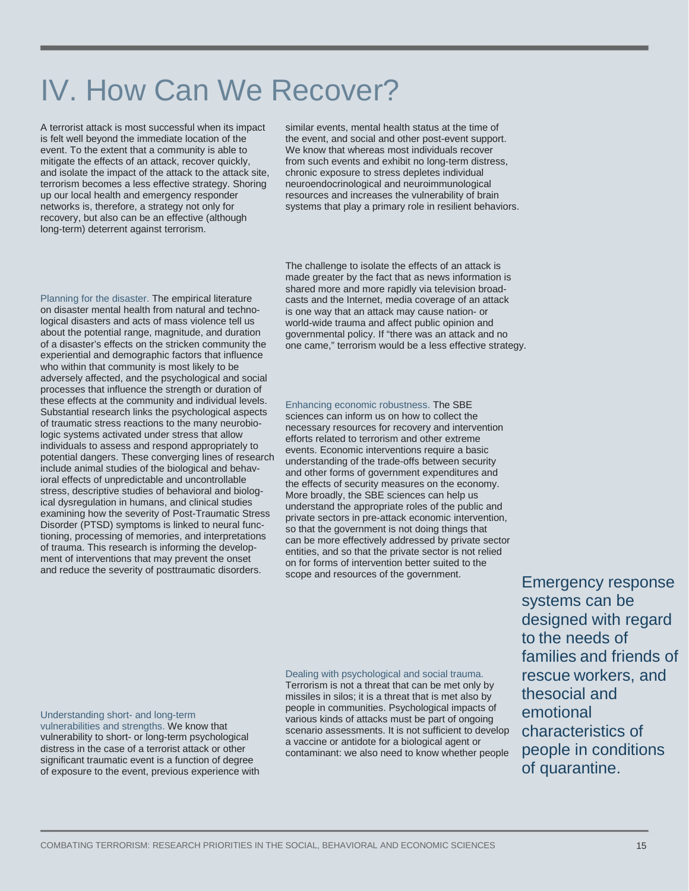# IV. How Can We Recover?

A terrorist attack is most successful when its impact is felt well beyond the immediate location of the event. To the extent that a community is able to mitigate the effects of an attack, recover quickly, and isolate the impact of the attack to the attack site, terrorism becomes a less effective strategy. Shoring up our local health and emergency responder networks is, therefore, a strategy not only for recovery, but also can be an effective (although long-term) deterrent against terrorism.

Planning for the disaster. The empirical literature on disaster mental health from natural and technological disasters and acts of mass violence tell us about the potential range, magnitude, and duration of a disaster's effects on the stricken community the experiential and demographic factors that influence who within that community is most likely to be adversely affected, and the psychological and social processes that influence the strength or duration of these effects at the community and individual levels. Substantial research links the psychological aspects of traumatic stress reactions to the many neurobiologic systems activated under stress that allow individuals to assess and respond appropriately to potential dangers. These converging lines of research include animal studies of the biological and behavioral effects of unpredictable and uncontrollable stress, descriptive studies of behavioral and biological dysregulation in humans, and clinical studies examining how the severity of Post-Traumatic Stress Disorder (PTSD) symptoms is linked to neural functioning, processing of memories, and interpretations of trauma. This research is informing the development of interventions that may prevent the onset and reduce the severity of posttraumatic disorders.

Understanding short- and long-term vulnerabilities and strengths. We know that vulnerability to short- or long-term psychological distress in the case of a terrorist attack or other significant traumatic event is a function of degree of exposure to the event, previous experience with similar events, mental health status at the time of the event, and social and other post-event support. We know that whereas most individuals recover from such events and exhibit no long-term distress, chronic exposure to stress depletes individual neuroendocrinological and neuroimmunological resources and increases the vulnerability of brain systems that play a primary role in resilient behaviors.

The challenge to isolate the effects of an attack is made greater by the fact that as news information is shared more and more rapidly via television broadcasts and the Internet, media coverage of an attack is one way that an attack may cause nation- or world-wide trauma and affect public opinion and governmental policy. If "there was an attack and no one came," terrorism would be a less effective strategy.

Enhancing economic robustness. The SBE sciences can inform us on how to collect the necessary resources for recovery and intervention efforts related to terrorism and other extreme events. Economic interventions require a basic understanding of the trade-offs between security and other forms of government expenditures and the effects of security measures on the economy. More broadly, the SBE sciences can help us understand the appropriate roles of the public and private sectors in pre-attack economic intervention, so that the government is not doing things that can be more effectively addressed by private sector entities, and so that the private sector is not relied on for forms of intervention better suited to the scope and resources of the government.

Dealing with psychological and social trauma. Terrorism is not a threat that can be met only by missiles in silos; it is a threat that is met also by people in communities. Psychological impacts of various kinds of attacks must be part of ongoing scenario assessments. It is not sufficient to develop a vaccine or antidote for a biological agent or contaminant: we also need to know whether people

Emergency response systems can be designed with regard to the needs of families and friends of rescue workers, and thesocial and emotional characteristics of people in conditions of quarantine.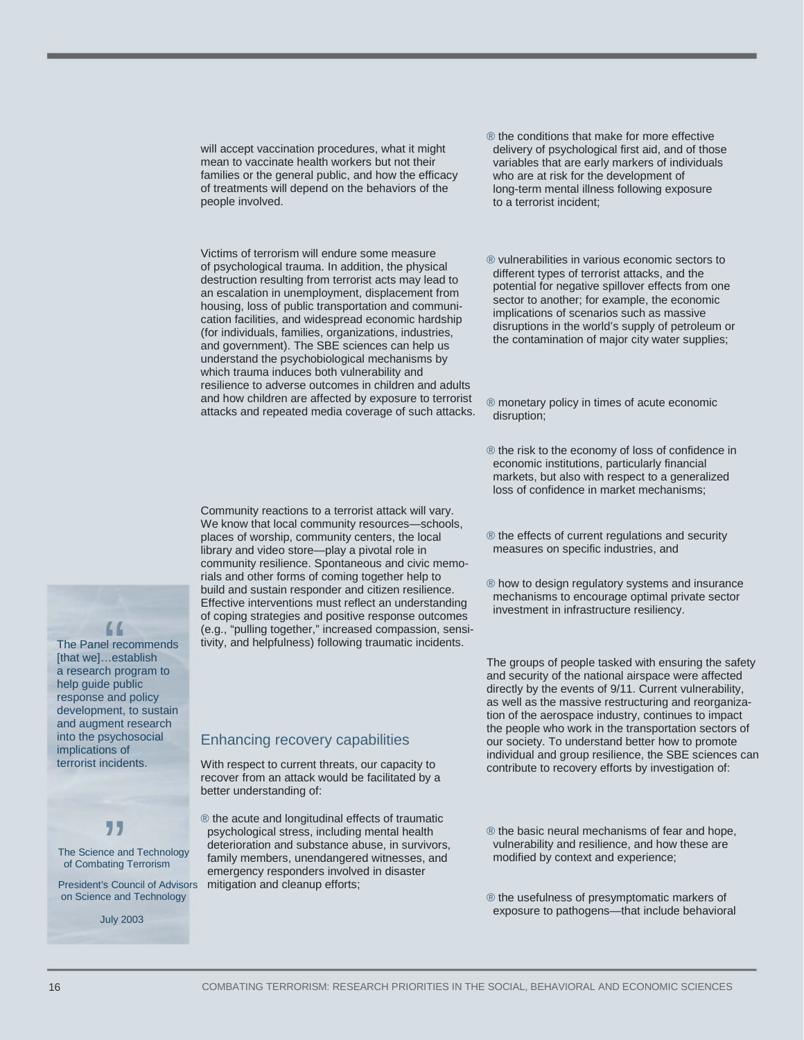will accept vaccination procedures, what it might mean to vaccinate health workers but not their families or the general public, and how the efficacy of treatments will depend on the behaviors of the people involved.

Victims of terrorism will endure some measure of psychological trauma. In addition, the physical destruction resulting from terrorist acts may lead to an escalation in unemployment, displacement from housing, loss of public transportation and communication facilities, and widespread economic hardship (for individuals, families, organizations, industries, and government). The SBE sciences can help us understand the psychobiological mechanisms by which trauma induces both vulnerability and resilience to adverse outcomes in children and adults and how children are affected by exposure to terrorist attacks and repeated media coverage of such attacks.

Community reactions to a terrorist attack will vary. We know that local community resources—schools, places of worship, community centers, the local library and video store—play a pivotal role in community resilience. Spontaneous and civic memorials and other forms of coming together help to build and sustain responder and citizen resilience. Effective interventions must reflect an understanding of coping strategies and positive response outcomes (e.g., "pulling together," increased compassion, sensitivity, and helpfulness) following traumatic incidents.

> "The Panel recommends [that we]…establish a research program to help guide public response and policy development, to sustain and augment research into the psychosocial implications of terrorist incidents."
>
> The Science and Technology of Combating Terrorism
>
> President's Council of Advisors on Science and Technology
>
> July 2003

## Enhancing recovery capabilities

With respect to current threats, our capacity to recover from an attack would be facilitated by a better understanding of:

- the acute and longitudinal effects of traumatic psychological stress, including mental health deterioration and substance abuse, in survivors, family members, unendangered witnesses, and emergency responders involved in disaster mitigation and cleanup efforts;
- the conditions that make for more effective delivery of psychological first aid, and of those variables that are early markers of individuals who are at risk for the development of long-term mental illness following exposure to a terrorist incident;
- vulnerabilities in various economic sectors to different types of terrorist attacks, and the potential for negative spillover effects from one sector to another; for example, the economic implications of scenarios such as massive disruptions in the world's supply of petroleum or the contamination of major city water supplies;
- monetary policy in times of acute economic disruption;
- the risk to the economy of loss of confidence in economic institutions, particularly financial markets, but also with respect to a generalized loss of confidence in market mechanisms;
- the effects of current regulations and security measures on specific industries, and
- how to design regulatory systems and insurance mechanisms to encourage optimal private sector investment in infrastructure resiliency.

The groups of people tasked with ensuring the safety and security of the national airspace were affected directly by the events of 9/11. Current vulnerability, as well as the massive restructuring and reorganization of the aerospace industry, continues to impact the people who work in the transportation sectors of our society. To understand better how to promote individual and group resilience, the SBE sciences can contribute to recovery efforts by investigation of:

- the basic neural mechanisms of fear and hope, vulnerability and resilience, and how these are modified by context and experience;
- the usefulness of presymptomatic markers of exposure to pathogens—that include behavioral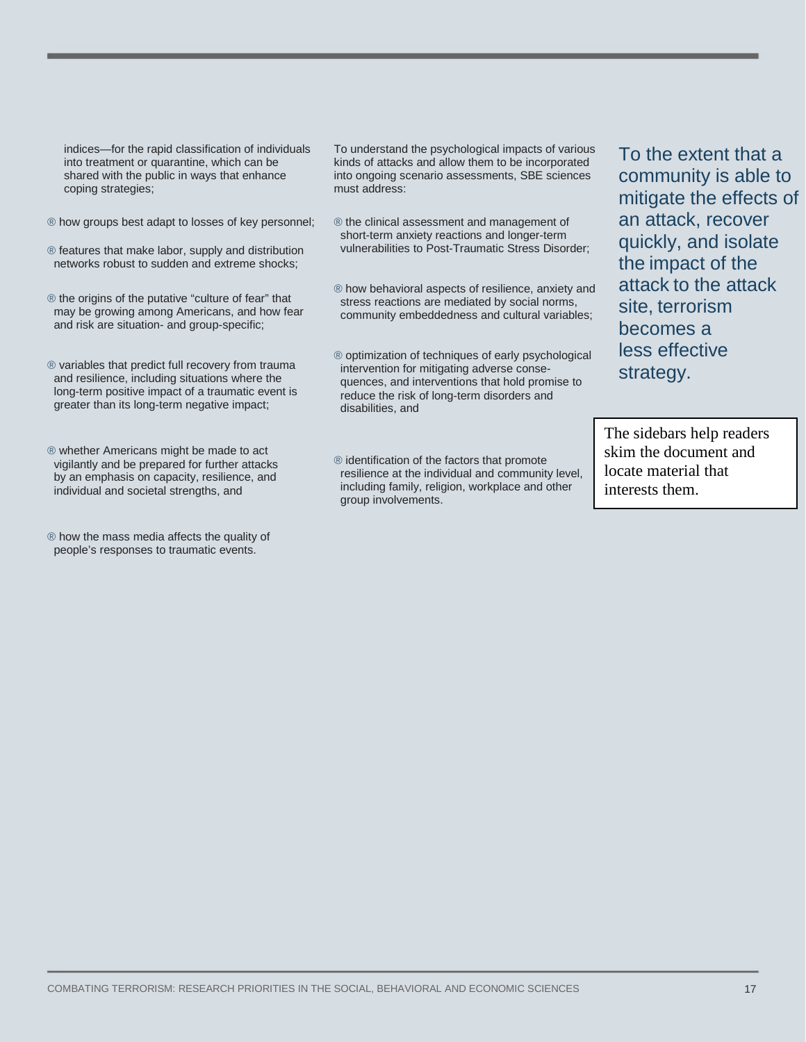indices—for the rapid classification of individuals into treatment or quarantine, which can be shared with the public in ways that enhance coping strategies;

- how groups best adapt to losses of key personnel;
- features that make labor, supply and distribution networks robust to sudden and extreme shocks;
- the origins of the putative "culture of fear" that may be growing among Americans, and how fear and risk are situation- and group-specific;
- variables that predict full recovery from trauma and resilience, including situations where the long-term positive impact of a traumatic event is greater than its long-term negative impact;
- whether Americans might be made to act vigilantly and be prepared for further attacks by an emphasis on capacity, resilience, and individual and societal strengths, and
- how the mass media affects the quality of people's responses to traumatic events.

To understand the psychological impacts of various kinds of attacks and allow them to be incorporated into ongoing scenario assessments, SBE sciences must address:

- the clinical assessment and management of short-term anxiety reactions and longer-term vulnerabilities to Post-Traumatic Stress Disorder;
- how behavioral aspects of resilience, anxiety and stress reactions are mediated by social norms, community embeddedness and cultural variables;
- optimization of techniques of early psychological intervention for mitigating adverse consequences, and interventions that hold promise to reduce the risk of long-term disorders and disabilities, and
- identification of the factors that promote resilience at the individual and community level, including family, religion, workplace and other group involvements.

To the extent that a community is able to mitigate the effects of an attack, recover quickly, and isolate the impact of the attack to the attack site, terrorism becomes a less effective strategy.

The sidebars help readers skim the document and locate material that interests them.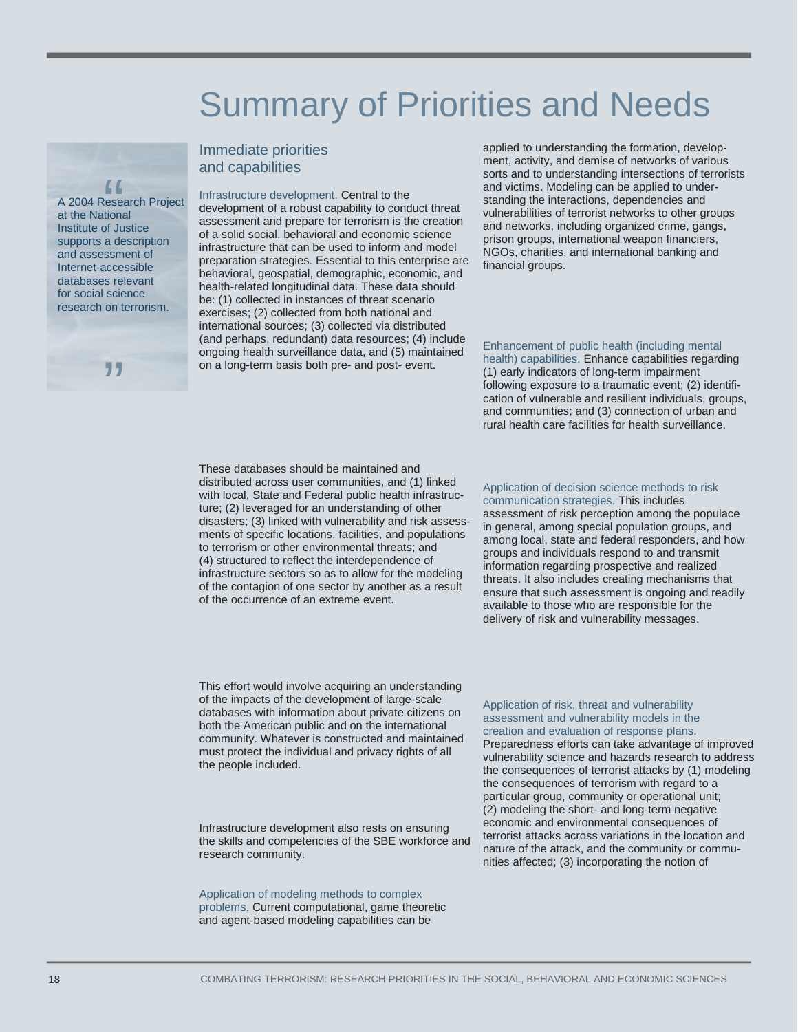# Summary of Priorities and Needs

> A 2004 Research Project at the National Institute of Justice supports a description and assessment of Internet-accessible databases relevant for social science research on terrorism.

## Immediate priorities and capabilities

**Infrastructure development.** Central to the development of a robust capability to conduct threat assessment and prepare for terrorism is the creation of a solid social, behavioral and economic science infrastructure that can be used to inform and model preparation strategies. Essential to this enterprise are behavioral, geospatial, demographic, economic, and health-related longitudinal data. These data should be: (1) collected in instances of threat scenario exercises; (2) collected from both national and international sources; (3) collected via distributed (and perhaps, redundant) data resources; (4) include ongoing health surveillance data, and (5) maintained on a long-term basis both pre- and post- event.

These databases should be maintained and distributed across user communities, and (1) linked with local, State and Federal public health infrastructure; (2) leveraged for an understanding of other disasters; (3) linked with vulnerability and risk assessments of specific locations, facilities, and populations to terrorism or other environmental threats; and (4) structured to reflect the interdependence of infrastructure sectors so as to allow for the modeling of the contagion of one sector by another as a result of the occurrence of an extreme event.

This effort would involve acquiring an understanding of the impacts of the development of large-scale databases with information about private citizens on both the American public and on the international community. Whatever is constructed and maintained must protect the individual and privacy rights of all the people included.

Infrastructure development also rests on ensuring the skills and competencies of the SBE workforce and research community.

**Application of modeling methods to complex problems.** Current computational, game theoretic and agent-based modeling capabilities can be applied to understanding the formation, development, activity, and demise of networks of various sorts and to understanding intersections of terrorists and victims. Modeling can be applied to understanding the interactions, dependencies and vulnerabilities of terrorist networks to other groups and networks, including organized crime, gangs, prison groups, international weapon financiers, NGOs, charities, and international banking and financial groups.

**Enhancement of public health (including mental health) capabilities.** Enhance capabilities regarding (1) early indicators of long-term impairment following exposure to a traumatic event; (2) identification of vulnerable and resilient individuals, groups, and communities; and (3) connection of urban and rural health care facilities for health surveillance.

**Application of decision science methods to risk communication strategies.** This includes assessment of risk perception among the populace in general, among special population groups, and among local, state and federal responders, and how groups and individuals respond to and transmit information regarding prospective and realized threats. It also includes creating mechanisms that ensure that such assessment is ongoing and readily available to those who are responsible for the delivery of risk and vulnerability messages.

**Application of risk, threat and vulnerability assessment and vulnerability models in the creation and evaluation of response plans.** Preparedness efforts can take advantage of improved vulnerability science and hazards research to address the consequences of terrorist attacks by (1) modeling the consequences of terrorism with regard to a particular group, community or operational unit; (2) modeling the short- and long-term negative economic and environmental consequences of terrorist attacks across variations in the location and nature of the attack, and the community or communities affected; (3) incorporating the notion of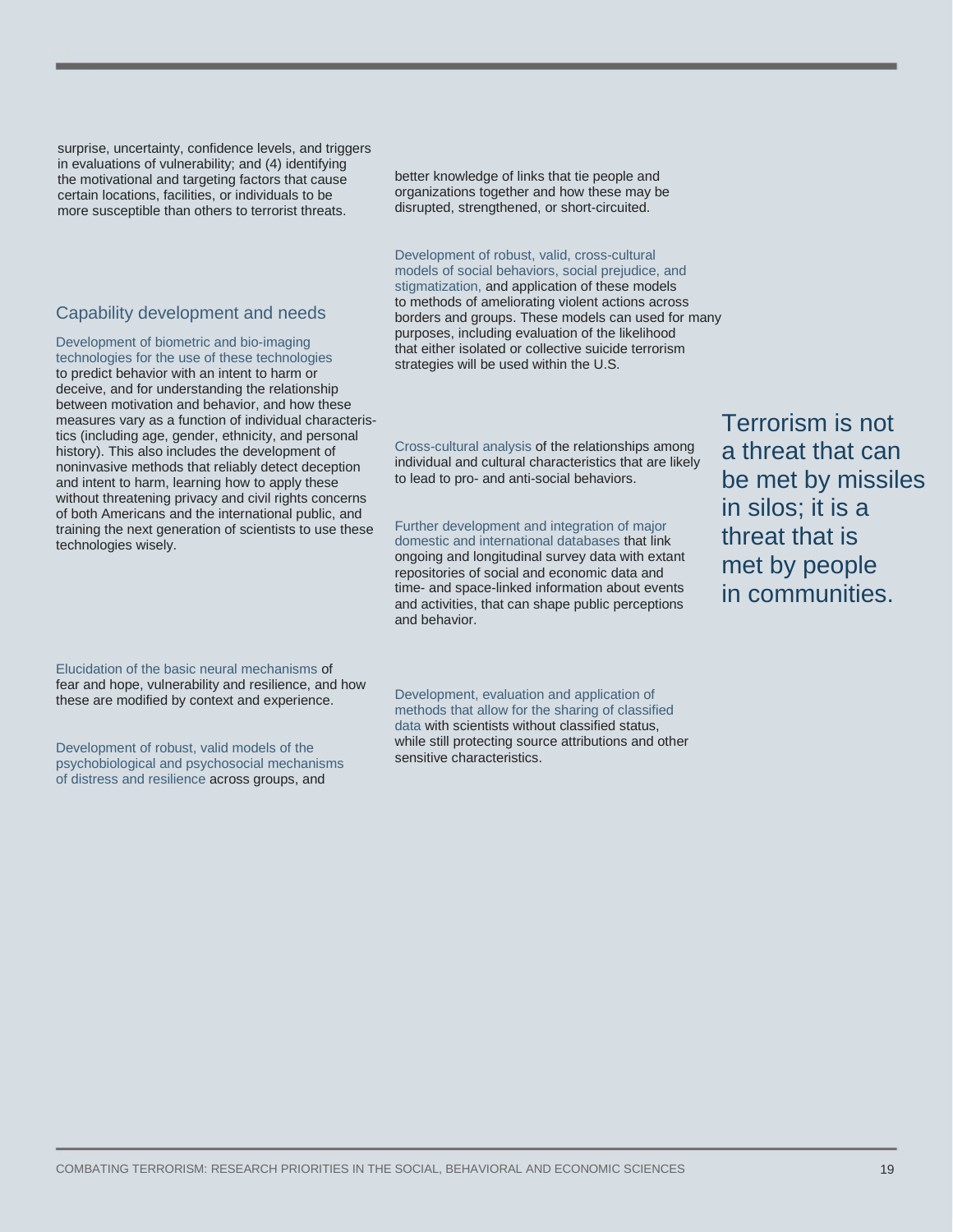surprise, uncertainty, confidence levels, and triggers in evaluations of vulnerability; and (4) identifying the motivational and targeting factors that cause certain locations, facilities, or individuals to be more susceptible than others to terrorist threats.

## Capability development and needs

Development of biometric and bio-imaging technologies for the use of these technologies to predict behavior with an intent to harm or deceive, and for understanding the relationship between motivation and behavior, and how these measures vary as a function of individual characteristics (including age, gender, ethnicity, and personal history). This also includes the development of noninvasive methods that reliably detect deception and intent to harm, learning how to apply these without threatening privacy and civil rights concerns of both Americans and the international public, and training the next generation of scientists to use these technologies wisely.

Elucidation of the basic neural mechanisms of fear and hope, vulnerability and resilience, and how these are modified by context and experience.

Development of robust, valid models of the psychobiological and psychosocial mechanisms of distress and resilience across groups, and better knowledge of links that tie people and organizations together and how these may be disrupted, strengthened, or short-circuited.

Development of robust, valid, cross-cultural models of social behaviors, social prejudice, and stigmatization, and application of these models to methods of ameliorating violent actions across borders and groups. These models can used for many purposes, including evaluation of the likelihood that either isolated or collective suicide terrorism strategies will be used within the U.S.

Cross-cultural analysis of the relationships among individual and cultural characteristics that are likely to lead to pro- and anti-social behaviors.

Further development and integration of major domestic and international databases that link ongoing and longitudinal survey data with extant repositories of social and economic data and time- and space-linked information about events and activities, that can shape public perceptions and behavior.

Development, evaluation and application of methods that allow for the sharing of classified data with scientists without classified status, while still protecting source attributions and other sensitive characteristics.

> Terrorism is not a threat that can be met by missiles in silos; it is a threat that is met by people in communities.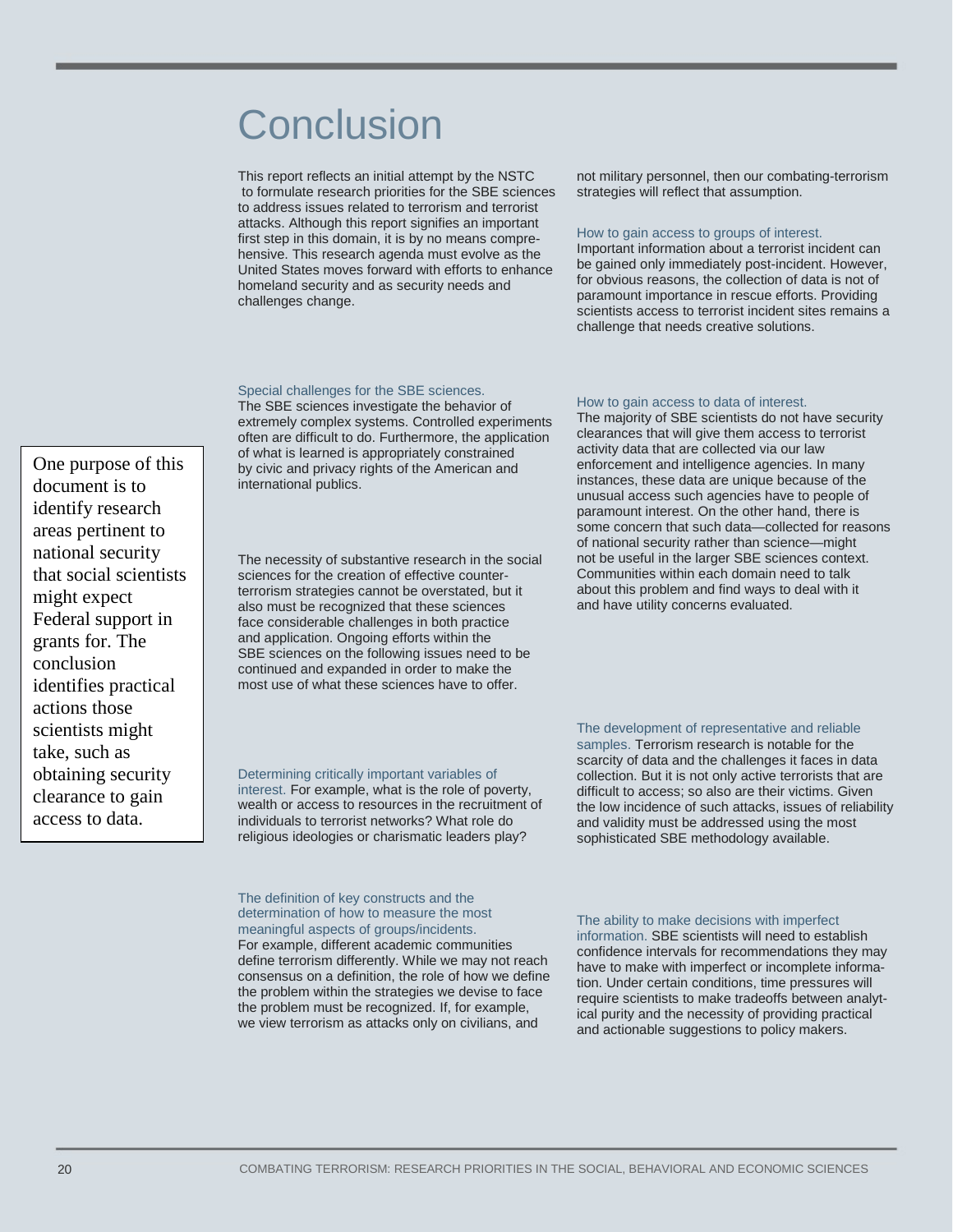# Conclusion

This report reflects an initial attempt by the NSTC to formulate research priorities for the SBE sciences to address issues related to terrorism and terrorist attacks. Although this report signifies an important first step in this domain, it is by no means comprehensive. This research agenda must evolve as the United States moves forward with efforts to enhance homeland security and as security needs and challenges change.

> One purpose of this document is to identify research areas pertinent to national security that social scientists might expect Federal support in grants for. The conclusion identifies practical actions those scientists might take, such as obtaining security clearance to gain access to data.

**Special challenges for the SBE sciences.** The SBE sciences investigate the behavior of extremely complex systems. Controlled experiments often are difficult to do. Furthermore, the application of what is learned is appropriately constrained by civic and privacy rights of the American and international publics.

The necessity of substantive research in the social sciences for the creation of effective counter-terrorism strategies cannot be overstated, but it also must be recognized that these sciences face considerable challenges in both practice and application. Ongoing efforts within the SBE sciences on the following issues need to be continued and expanded in order to make the most use of what these sciences have to offer.

**Determining critically important variables of interest.** For example, what is the role of poverty, wealth or access to resources in the recruitment of individuals to terrorist networks? What role do religious ideologies or charismatic leaders play?

**The definition of key constructs and the determination of how to measure the most meaningful aspects of groups/incidents.** For example, different academic communities define terrorism differently. While we may not reach consensus on a definition, the role of how we define the problem within the strategies we devise to face the problem must be recognized. If, for example, we view terrorism as attacks only on civilians, and not military personnel, then our combating-terrorism strategies will reflect that assumption.

**How to gain access to groups of interest.** Important information about a terrorist incident can be gained only immediately post-incident. However, for obvious reasons, the collection of data is not of paramount importance in rescue efforts. Providing scientists access to terrorist incident sites remains a challenge that needs creative solutions.

**How to gain access to data of interest.** The majority of SBE scientists do not have security clearances that will give them access to terrorist activity data that are collected via our law enforcement and intelligence agencies. In many instances, these data are unique because of the unusual access such agencies have to people of paramount interest. On the other hand, there is some concern that such data—collected for reasons of national security rather than science—might not be useful in the larger SBE sciences context. Communities within each domain need to talk about this problem and find ways to deal with it and have utility concerns evaluated.

**The development of representative and reliable samples.** Terrorism research is notable for the scarcity of data and the challenges it faces in data collection. But it is not only active terrorists that are difficult to access; so also are their victims. Given the low incidence of such attacks, issues of reliability and validity must be addressed using the most sophisticated SBE methodology available.

**The ability to make decisions with imperfect information.** SBE scientists will need to establish confidence intervals for recommendations they may have to make with imperfect or incomplete information. Under certain conditions, time pressures will require scientists to make tradeoffs between analytical purity and the necessity of providing practical and actionable suggestions to policy makers.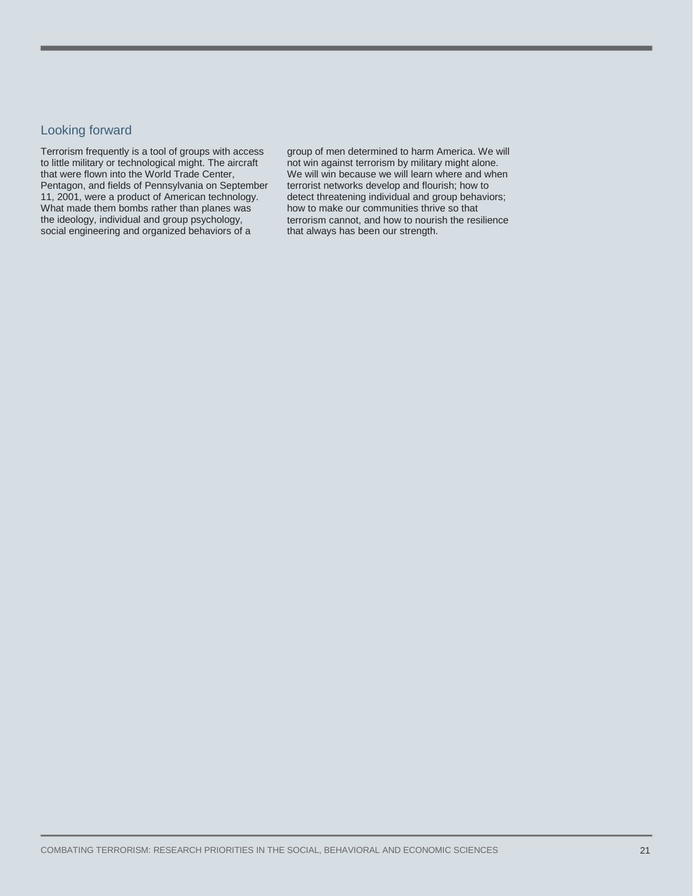## Looking forward

Terrorism frequently is a tool of groups with access to little military or technological might. The aircraft that were flown into the World Trade Center, Pentagon, and fields of Pennsylvania on September 11, 2001, were a product of American technology. What made them bombs rather than planes was the ideology, individual and group psychology, social engineering and organized behaviors of a group of men determined to harm America. We will not win against terrorism by military might alone. We will win because we will learn where and when terrorist networks develop and flourish; how to detect threatening individual and group behaviors; how to make our communities thrive so that terrorism cannot, and how to nourish the resilience that always has been our strength.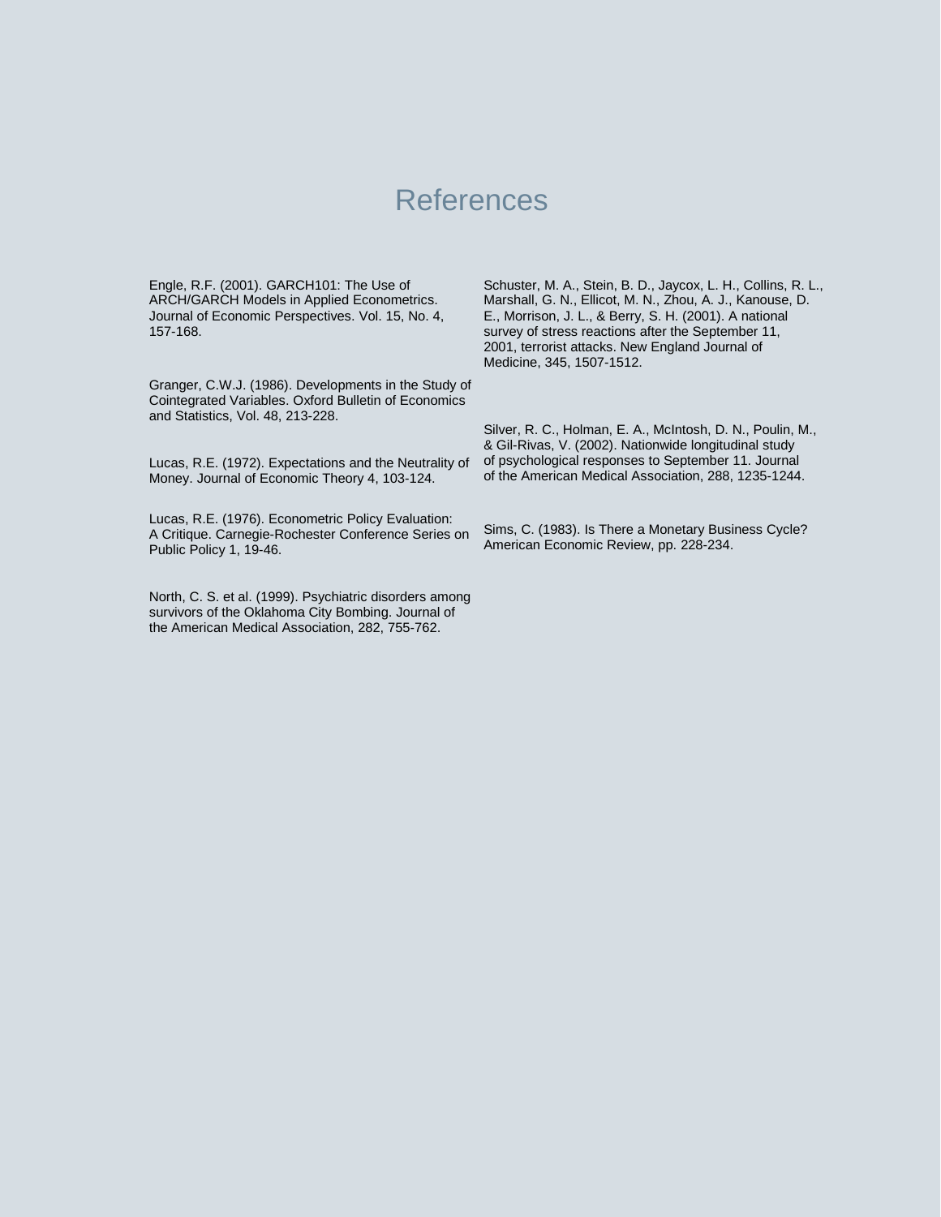# References

Engle, R.F. (2001). GARCH101: The Use of ARCH/GARCH Models in Applied Econometrics. Journal of Economic Perspectives. Vol. 15, No. 4, 157-168.

Granger, C.W.J. (1986). Developments in the Study of Cointegrated Variables. Oxford Bulletin of Economics and Statistics, Vol. 48, 213-228.

Lucas, R.E. (1972). Expectations and the Neutrality of Money. Journal of Economic Theory 4, 103-124.

Lucas, R.E. (1976). Econometric Policy Evaluation: A Critique. Carnegie-Rochester Conference Series on Public Policy 1, 19-46.

North, C. S. et al. (1999). Psychiatric disorders among survivors of the Oklahoma City Bombing. Journal of the American Medical Association, 282, 755-762.

Schuster, M. A., Stein, B. D., Jaycox, L. H., Collins, R. L., Marshall, G. N., Ellicot, M. N., Zhou, A. J., Kanouse, D. E., Morrison, J. L., & Berry, S. H. (2001). A national survey of stress reactions after the September 11, 2001, terrorist attacks. New England Journal of Medicine, 345, 1507-1512.

Silver, R. C., Holman, E. A., McIntosh, D. N., Poulin, M., & Gil-Rivas, V. (2002). Nationwide longitudinal study of psychological responses to September 11. Journal of the American Medical Association, 288, 1235-1244.

Sims, C. (1983). Is There a Monetary Business Cycle? American Economic Review, pp. 228-234.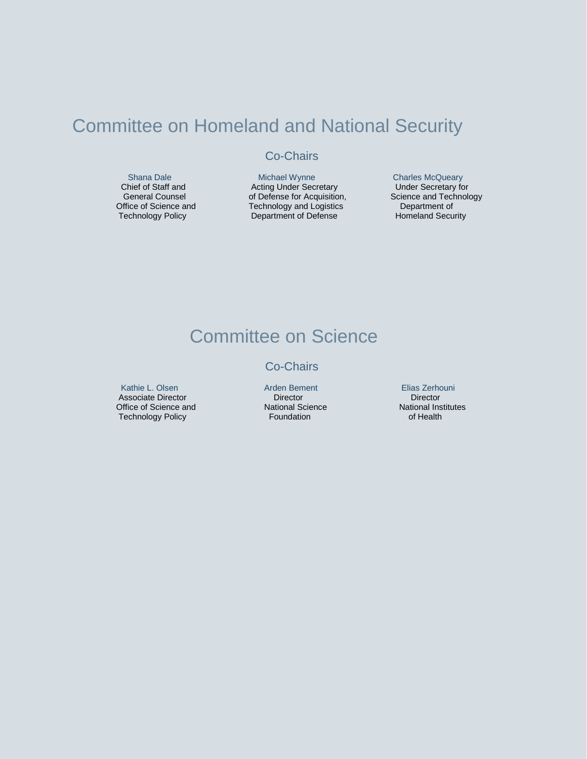# Committee on Homeland and National Security

## Co-Chairs

**Shana Dale**
Chief of Staff and General Counsel
Office of Science and Technology Policy

**Michael Wynne**
Acting Under Secretary of Defense for Acquisition, Technology and Logistics
Department of Defense

**Charles McQueary**
Under Secretary for Science and Technology
Department of Homeland Security

# Committee on Science

## Co-Chairs

**Kathie L. Olsen**
Associate Director
Office of Science and Technology Policy

**Arden Bement**
Director
National Science Foundation

**Elias Zerhouni**
Director
National Institutes of Health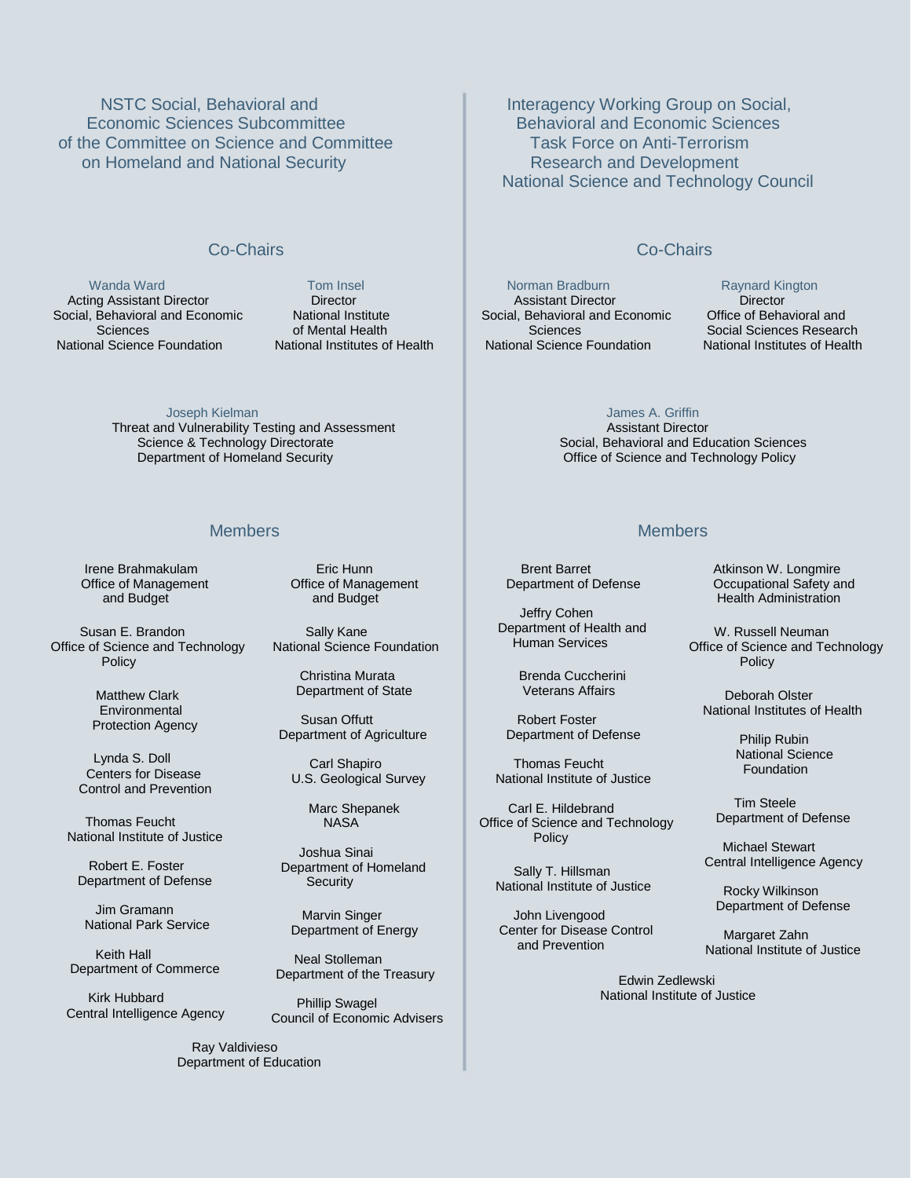## NSTC Social, Behavioral and Economic Sciences Subcommittee of the Committee on Science and Committee on Homeland and National Security

### Co-Chairs

**Wanda Ward**
Acting Assistant Director
Social, Behavioral and Economic Sciences
National Science Foundation

**Tom Insel**
Director
National Institute of Mental Health
National Institutes of Health

**Joseph Kielman**
Threat and Vulnerability Testing and Assessment
Science & Technology Directorate
Department of Homeland Security

### Members

Irene Brahmakulam
Office of Management and Budget

Susan E. Brandon
Office of Science and Technology Policy

Matthew Clark
Environmental Protection Agency

Lynda S. Doll
Centers for Disease Control and Prevention

Thomas Feucht
National Institute of Justice

Robert E. Foster
Department of Defense

Jim Gramann
National Park Service

Keith Hall
Department of Commerce

Kirk Hubbard
Central Intelligence Agency

Eric Hunn
Office of Management and Budget

Sally Kane
National Science Foundation

Christina Murata
Department of State

Susan Offutt
Department of Agriculture

Carl Shapiro
U.S. Geological Survey

Marc Shepanek
NASA

Joshua Sinai
Department of Homeland Security

Marvin Singer
Department of Energy

Neal Stolleman
Department of the Treasury

Phillip Swagel
Council of Economic Advisers

Ray Valdivieso
Department of Education

## Interagency Working Group on Social, Behavioral and Economic Sciences Task Force on Anti-Terrorism Research and Development National Science and Technology Council

### Co-Chairs

**Norman Bradburn**
Assistant Director
Social, Behavioral and Economic Sciences
National Science Foundation

**Raynard Kington**
Director
Office of Behavioral and Social Sciences Research
National Institutes of Health

**James A. Griffin**
Assistant Director
Social, Behavioral and Education Sciences
Office of Science and Technology Policy

### Members

Brent Barret
Department of Defense

Jeffry Cohen
Department of Health and Human Services

Brenda Cuccherini
Veterans Affairs

Robert Foster
Department of Defense

Thomas Feucht
National Institute of Justice

Carl E. Hildebrand
Office of Science and Technology Policy

Sally T. Hillsman
National Institute of Justice

John Livengood
Center for Disease Control and Prevention

Atkinson W. Longmire
Occupational Safety and Health Administration

W. Russell Neuman
Office of Science and Technology Policy

Deborah Olster
National Institutes of Health

Philip Rubin
National Science Foundation

Tim Steele
Department of Defense

Michael Stewart
Central Intelligence Agency

Rocky Wilkinson
Department of Defense

Margaret Zahn
National Institute of Justice

Edwin Zedlewski
National Institute of Justice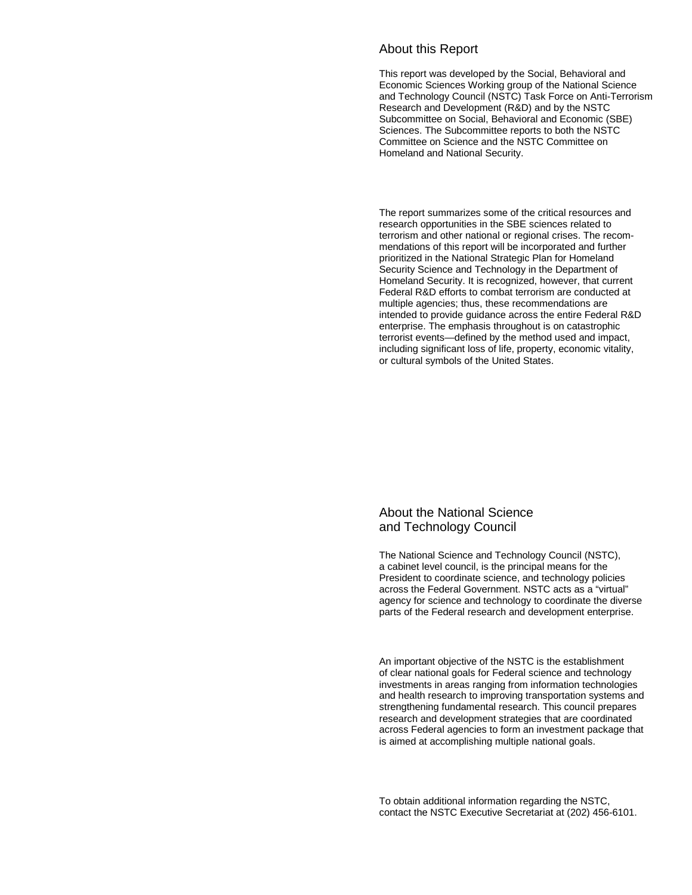## About this Report

This report was developed by the Social, Behavioral and Economic Sciences Working group of the National Science and Technology Council (NSTC) Task Force on Anti-Terrorism Research and Development (R&D) and by the NSTC Subcommittee on Social, Behavioral and Economic (SBE) Sciences. The Subcommittee reports to both the NSTC Committee on Science and the NSTC Committee on Homeland and National Security.

The report summarizes some of the critical resources and research opportunities in the SBE sciences related to terrorism and other national or regional crises. The recommendations of this report will be incorporated and further prioritized in the National Strategic Plan for Homeland Security Science and Technology in the Department of Homeland Security. It is recognized, however, that current Federal R&D efforts to combat terrorism are conducted at multiple agencies; thus, these recommendations are intended to provide guidance across the entire Federal R&D enterprise. The emphasis throughout is on catastrophic terrorist events—defined by the method used and impact, including significant loss of life, property, economic vitality, or cultural symbols of the United States.

## About the National Science and Technology Council

The National Science and Technology Council (NSTC), a cabinet level council, is the principal means for the President to coordinate science, and technology policies across the Federal Government. NSTC acts as a "virtual" agency for science and technology to coordinate the diverse parts of the Federal research and development enterprise.

An important objective of the NSTC is the establishment of clear national goals for Federal science and technology investments in areas ranging from information technologies and health research to improving transportation systems and strengthening fundamental research. This council prepares research and development strategies that are coordinated across Federal agencies to form an investment package that is aimed at accomplishing multiple national goals.

To obtain additional information regarding the NSTC, contact the NSTC Executive Secretariat at (202) 456-6101.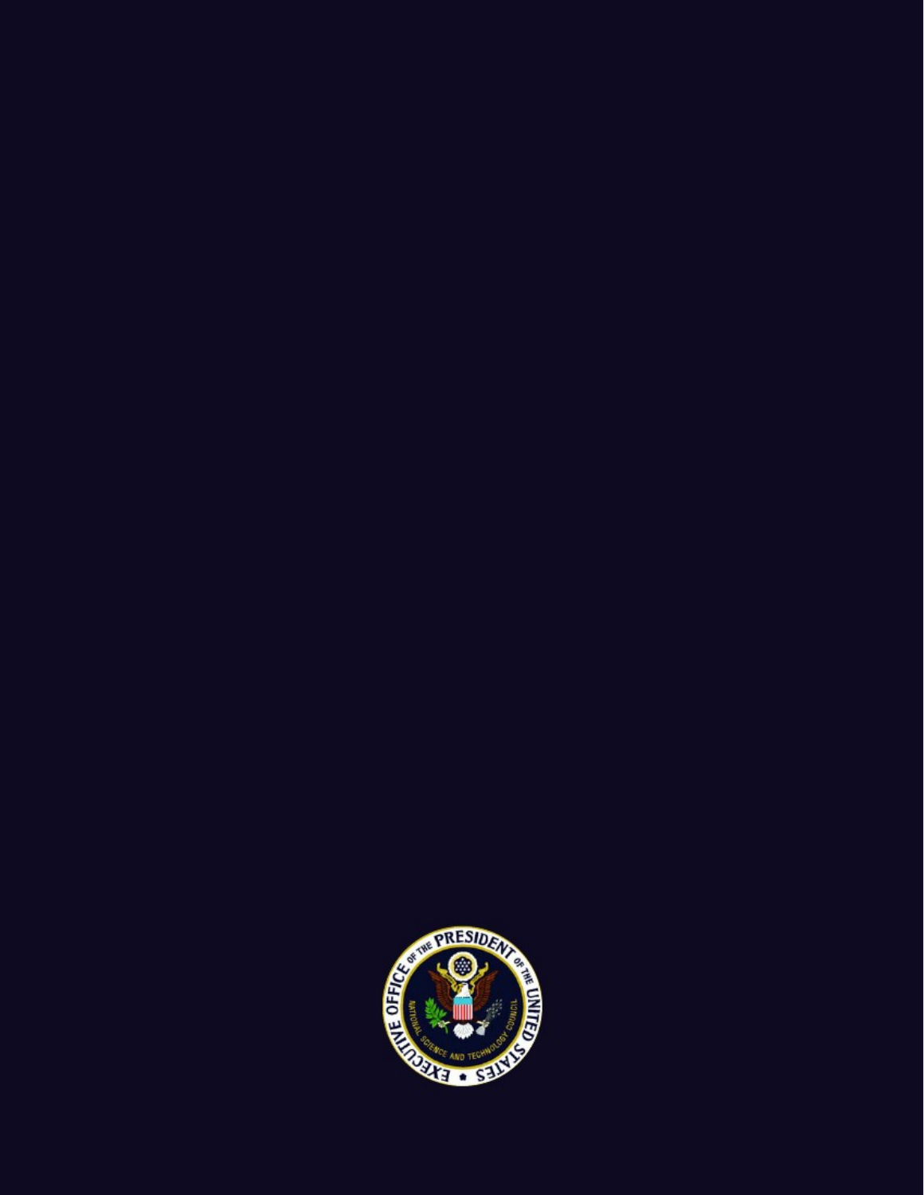EXECUTIVE OFFICE OF THE PRESIDENT OF THE UNITED STATES

NATIONAL SCIENCE AND TECHNOLOGY COUNCIL